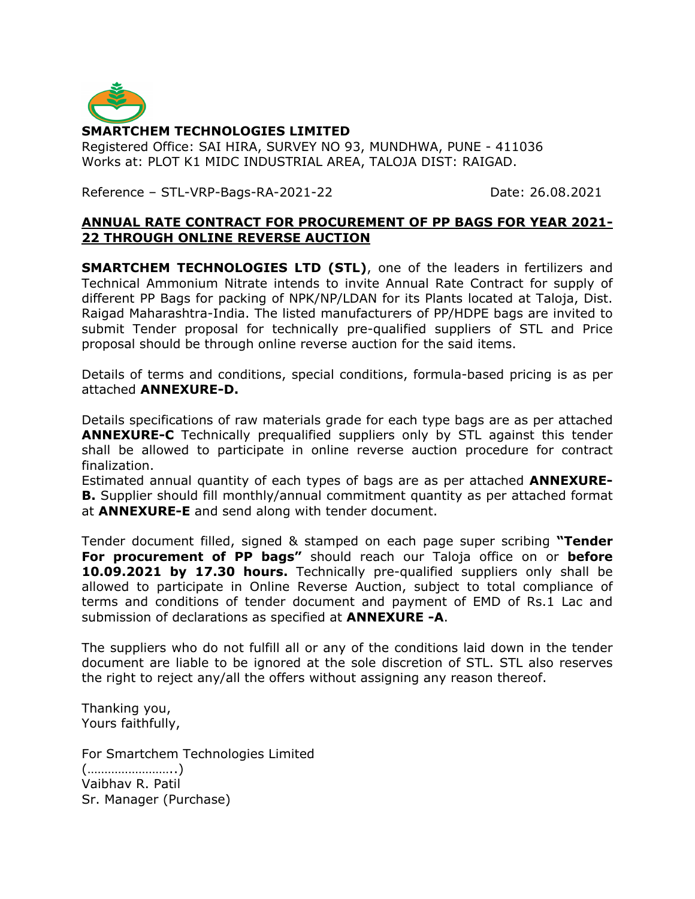**SMARTCHEM TECHNOLOGIES LIMITED**

Registered Office: SAI HIRA, SURVEY NO 93, MUNDHWA, PUNE - 411036

Works at: PLOT K1 MIDC INDUSTRIAL AREA, TALOJA DIST: RAIGAD.

Reference – STL-VRP-Bags-RA-2021-22 Date: 26.08.2021

**ANNUAL RATE CONTRACT FOR PROCUREMENT OF PP BAGS FOR YEAR 2021-22 THROUGH ONLINE REVERSE AUCTION**

**SMARTCHEM TECHNOLOGIES LTD (STL)**, one of the leaders in fertilizers and Technical Ammonium Nitrate intends to invite Annual Rate Contract for supply of different PP Bags for packing of NPK/NP/LDAN for its Plants located at Taloja, Dist. Raigad Maharashtra-India. The listed manufacturers of PP/HDPE bags are invited to submit Tender proposal for technically pre-qualified suppliers of STL and Price proposal should be through online reverse auction for the said items.

Details of terms and conditions, special conditions, formula-based pricing is as per attached **ANNEXURE-D.**

Details specifications of raw materials grade for each type bags are as per attached **ANNEXURE-C** Technically prequalified suppliers only by STL against this tender shall be allowed to participate in online reverse auction procedure for contract finalization.

Estimated annual quantity of each types of bags are as per attached **ANNEXURE-B.** Supplier should fill monthly/annual commitment quantity as per attached format at **ANNEXURE-E** and send along with tender document.

Tender document filled, signed & stamped on each page super scribing **"Tender For procurement of PP bags"** should reach our Taloja office on or **before 10.09.2021 by 17.30 hours.** Technically pre-qualified suppliers only shall be allowed to participate in Online Reverse Auction, subject to total compliance of terms and conditions of tender document and payment of EMD of Rs.1 Lac and submission of declarations as specified at **ANNEXURE -A**.

The suppliers who do not fulfill all or any of the conditions laid down in the tender document are liable to be ignored at the sole discretion of STL. STL also reserves the right to reject any/all the offers without assigning any reason thereof.

Thanking you,

Yours faithfully,

For Smartchem Technologies Limited

(……………………..)

Vaibhav R. Patil

Sr. Manager (Purchase)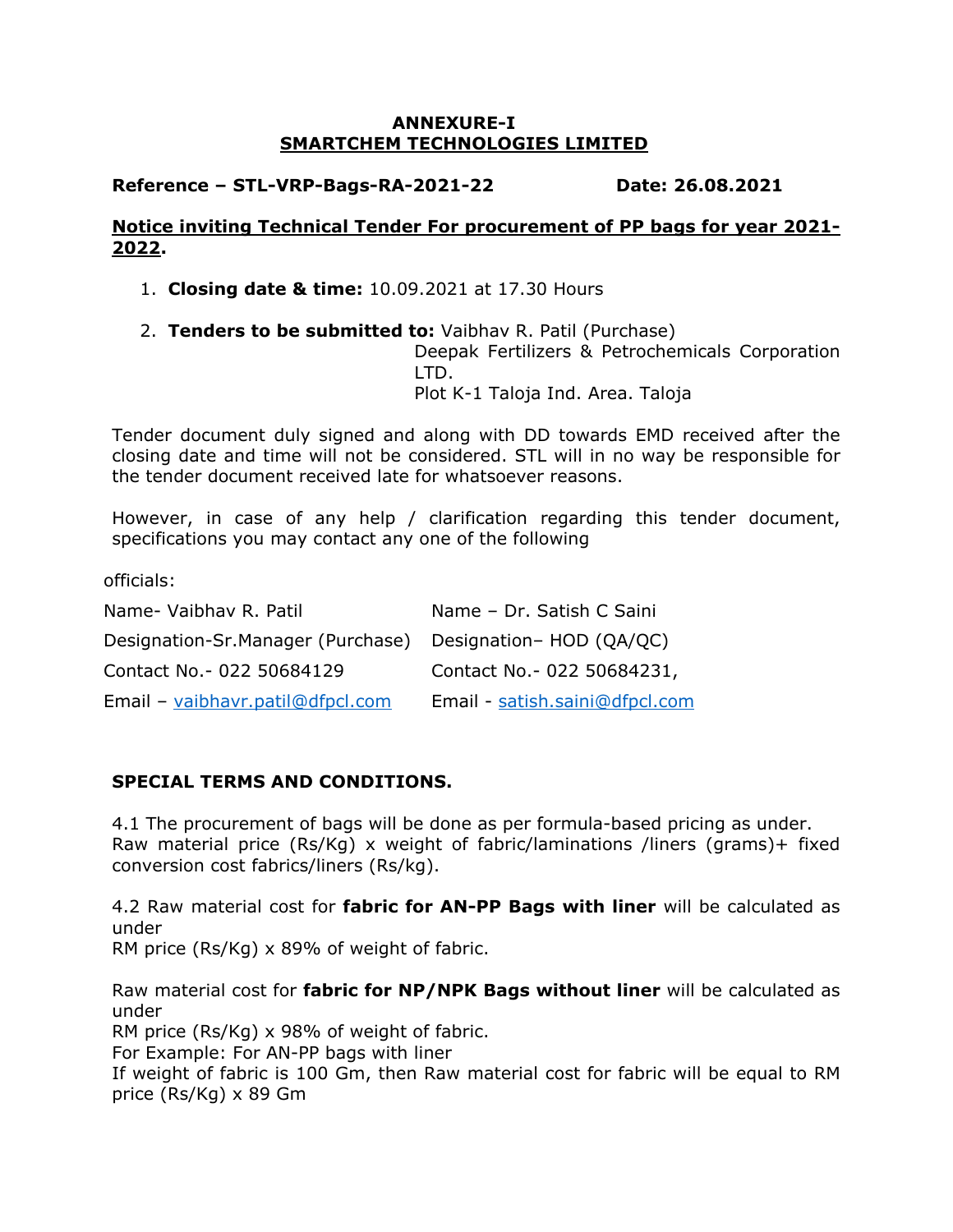**ANNEXURE-I**
**SMARTCHEM TECHNOLOGIES LIMITED**

**Reference – STL-VRP-Bags-RA-2021-22** **Date: 26.08.2021**

**Notice inviting Technical Tender For procurement of PP bags for year 2021-2022.**

1. **Closing date & time:** 10.09.2021 at 17.30 Hours

2. **Tenders to be submitted to:** Vaibhav R. Patil (Purchase)
   Deepak Fertilizers & Petrochemicals Corporation LTD.
   Plot K-1 Taloja Ind. Area. Taloja

Tender document duly signed and along with DD towards EMD received after the closing date and time will not be considered. STL will in no way be responsible for the tender document received late for whatsoever reasons.

However, in case of any help / clarification regarding this tender document, specifications you may contact any one of the following

officials:

| | |
|---|---|
| Name- Vaibhav R. Patil | Name – Dr. Satish C Saini |
| Designation-Sr.Manager (Purchase) | Designation– HOD (QA/QC) |
| Contact No.- 022 50684129 | Contact No.- 022 50684231, |
| Email – vaibhavr.patil@dfpcl.com | Email - satish.saini@dfpcl.com |

**SPECIAL TERMS AND CONDITIONS.**

4.1 The procurement of bags will be done as per formula-based pricing as under.
Raw material price (Rs/Kg) x weight of fabric/laminations /liners (grams)+ fixed conversion cost fabrics/liners (Rs/kg).

4.2 Raw material cost for **fabric for AN-PP Bags with liner** will be calculated as under
RM price (Rs/Kg) x 89% of weight of fabric.

Raw material cost for **fabric for NP/NPK Bags without liner** will be calculated as under
RM price (Rs/Kg) x 98% of weight of fabric.
For Example: For AN-PP bags with liner
If weight of fabric is 100 Gm, then Raw material cost for fabric will be equal to RM price (Rs/Kg) x 89 Gm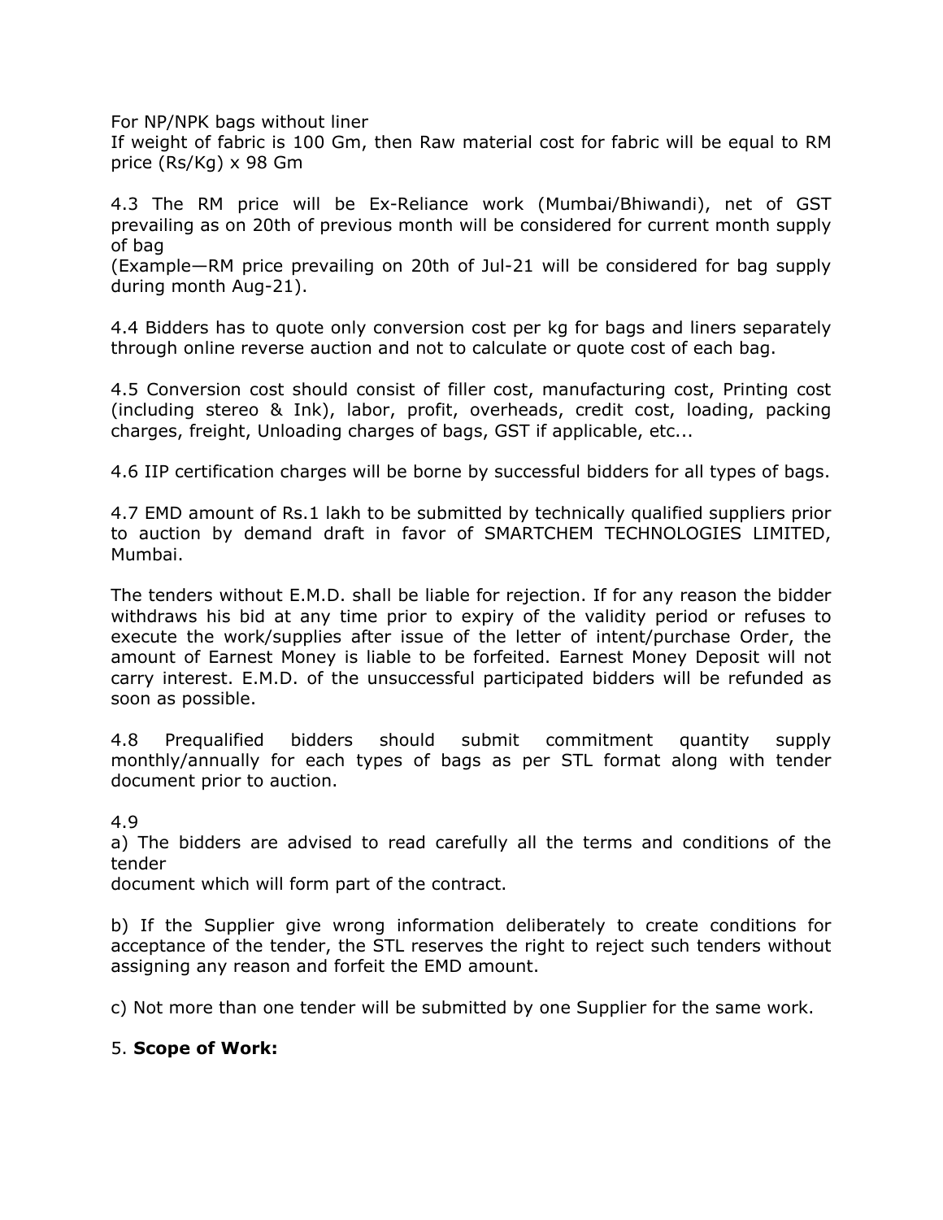For NP/NPK bags without liner

If weight of fabric is 100 Gm, then Raw material cost for fabric will be equal to RM price (Rs/Kg) x 98 Gm

4.3 The RM price will be Ex-Reliance work (Mumbai/Bhiwandi), net of GST prevailing as on 20th of previous month will be considered for current month supply of bag

(Example—RM price prevailing on 20th of Jul-21 will be considered for bag supply during month Aug-21).

4.4 Bidders has to quote only conversion cost per kg for bags and liners separately through online reverse auction and not to calculate or quote cost of each bag.

4.5 Conversion cost should consist of filler cost, manufacturing cost, Printing cost (including stereo & Ink), labor, profit, overheads, credit cost, loading, packing charges, freight, Unloading charges of bags, GST if applicable, etc...

4.6 IIP certification charges will be borne by successful bidders for all types of bags.

4.7 EMD amount of Rs.1 lakh to be submitted by technically qualified suppliers prior to auction by demand draft in favor of SMARTCHEM TECHNOLOGIES LIMITED, Mumbai.

The tenders without E.M.D. shall be liable for rejection. If for any reason the bidder withdraws his bid at any time prior to expiry of the validity period or refuses to execute the work/supplies after issue of the letter of intent/purchase Order, the amount of Earnest Money is liable to be forfeited. Earnest Money Deposit will not carry interest. E.M.D. of the unsuccessful participated bidders will be refunded as soon as possible.

4.8 Prequalified bidders should submit commitment quantity supply monthly/annually for each types of bags as per STL format along with tender document prior to auction.

4.9

a) The bidders are advised to read carefully all the terms and conditions of the tender
document which will form part of the contract.

b) If the Supplier give wrong information deliberately to create conditions for acceptance of the tender, the STL reserves the right to reject such tenders without assigning any reason and forfeit the EMD amount.

c) Not more than one tender will be submitted by one Supplier for the same work.

5. **Scope of Work:**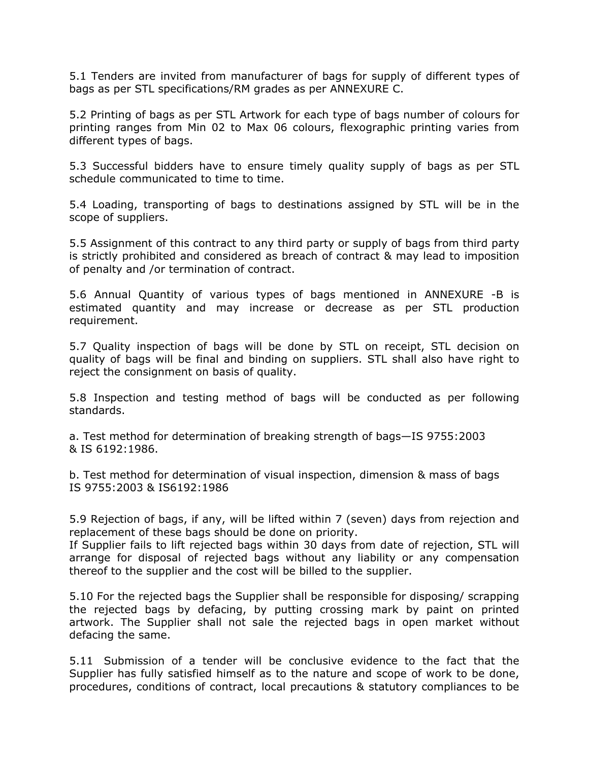5.1 Tenders are invited from manufacturer of bags for supply of different types of bags as per STL specifications/RM grades as per ANNEXURE C.

5.2 Printing of bags as per STL Artwork for each type of bags number of colours for printing ranges from Min 02 to Max 06 colours, flexographic printing varies from different types of bags.

5.3 Successful bidders have to ensure timely quality supply of bags as per STL schedule communicated to time to time.

5.4 Loading, transporting of bags to destinations assigned by STL will be in the scope of suppliers.

5.5 Assignment of this contract to any third party or supply of bags from third party is strictly prohibited and considered as breach of contract & may lead to imposition of penalty and /or termination of contract.

5.6 Annual Quantity of various types of bags mentioned in ANNEXURE -B is estimated quantity and may increase or decrease as per STL production requirement.

5.7 Quality inspection of bags will be done by STL on receipt, STL decision on quality of bags will be final and binding on suppliers. STL shall also have right to reject the consignment on basis of quality.

5.8 Inspection and testing method of bags will be conducted as per following standards.

a. Test method for determination of breaking strength of bags—IS 9755:2003 & IS 6192:1986.

b. Test method for determination of visual inspection, dimension & mass of bags IS 9755:2003 & IS6192:1986

5.9 Rejection of bags, if any, will be lifted within 7 (seven) days from rejection and replacement of these bags should be done on priority.
If Supplier fails to lift rejected bags within 30 days from date of rejection, STL will arrange for disposal of rejected bags without any liability or any compensation thereof to the supplier and the cost will be billed to the supplier.

5.10 For the rejected bags the Supplier shall be responsible for disposing/ scrapping the rejected bags by defacing, by putting crossing mark by paint on printed artwork. The Supplier shall not sale the rejected bags in open market without defacing the same.

5.11 Submission of a tender will be conclusive evidence to the fact that the Supplier has fully satisfied himself as to the nature and scope of work to be done, procedures, conditions of contract, local precautions & statutory compliances to be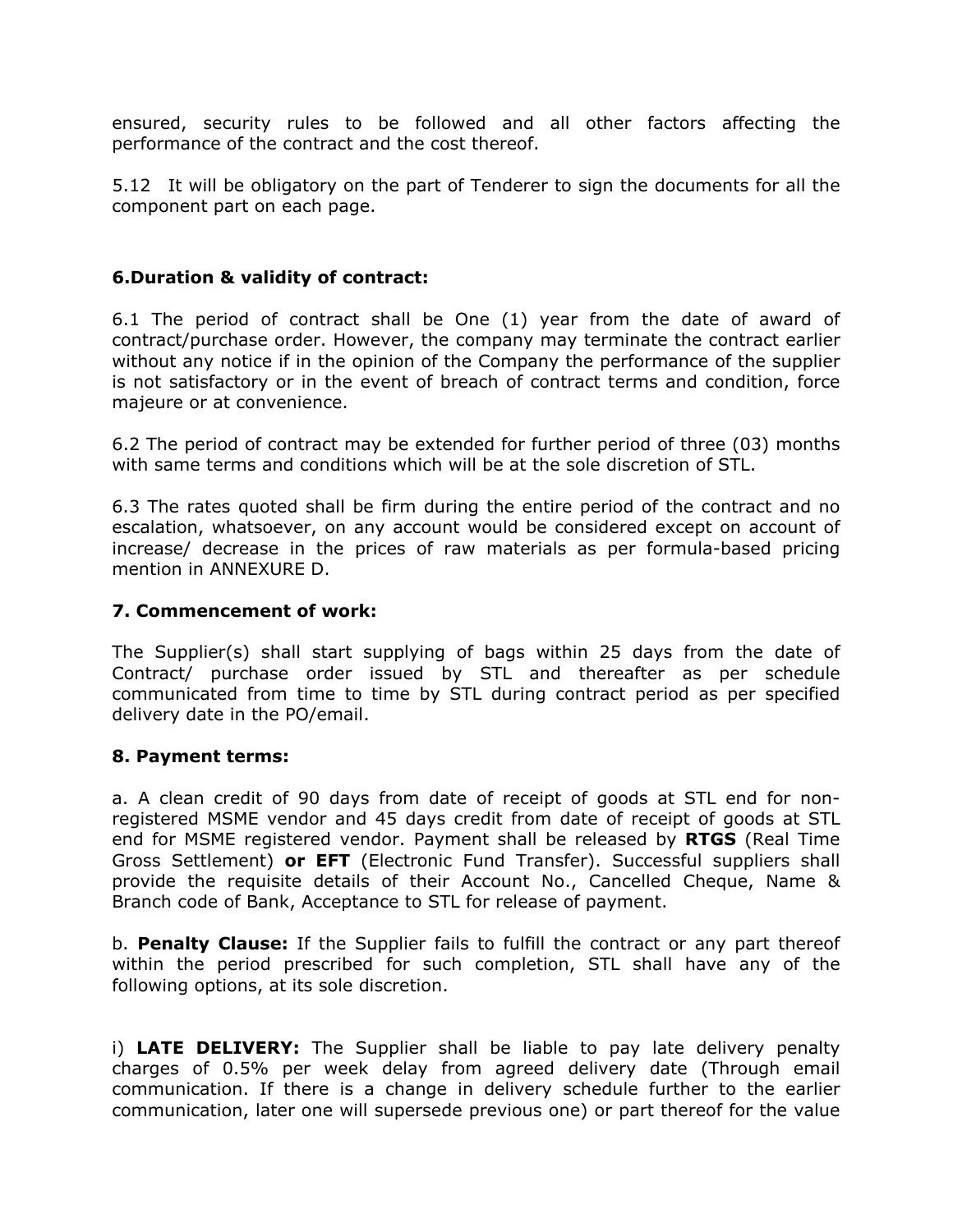ensured, security rules to be followed and all other factors affecting the performance of the contract and the cost thereof.

5.12 It will be obligatory on the part of Tenderer to sign the documents for all the component part on each page.

### 6.Duration & validity of contract:

6.1 The period of contract shall be One (1) year from the date of award of contract/purchase order. However, the company may terminate the contract earlier without any notice if in the opinion of the Company the performance of the supplier is not satisfactory or in the event of breach of contract terms and condition, force majeure or at convenience.

6.2 The period of contract may be extended for further period of three (03) months with same terms and conditions which will be at the sole discretion of STL.

6.3 The rates quoted shall be firm during the entire period of the contract and no escalation, whatsoever, on any account would be considered except on account of increase/ decrease in the prices of raw materials as per formula-based pricing mention in ANNEXURE D.

### 7. Commencement of work:

The Supplier(s) shall start supplying of bags within 25 days from the date of Contract/ purchase order issued by STL and thereafter as per schedule communicated from time to time by STL during contract period as per specified delivery date in the PO/email.

### 8. Payment terms:

a. A clean credit of 90 days from date of receipt of goods at STL end for non-registered MSME vendor and 45 days credit from date of receipt of goods at STL end for MSME registered vendor. Payment shall be released by **RTGS** (Real Time Gross Settlement) **or EFT** (Electronic Fund Transfer). Successful suppliers shall provide the requisite details of their Account No., Cancelled Cheque, Name & Branch code of Bank, Acceptance to STL for release of payment.

b. **Penalty Clause:** If the Supplier fails to fulfill the contract or any part thereof within the period prescribed for such completion, STL shall have any of the following options, at its sole discretion.

i) **LATE DELIVERY:** The Supplier shall be liable to pay late delivery penalty charges of 0.5% per week delay from agreed delivery date (Through email communication. If there is a change in delivery schedule further to the earlier communication, later one will supersede previous one) or part thereof for the value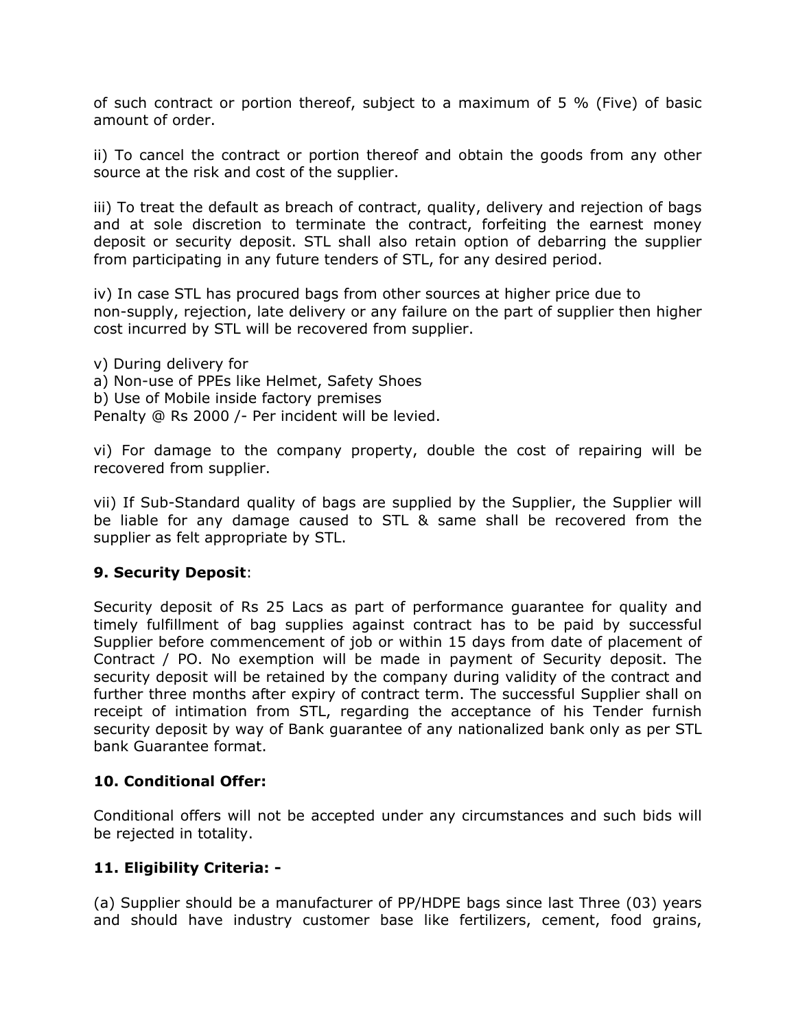of such contract or portion thereof, subject to a maximum of 5 % (Five) of basic amount of order.

ii) To cancel the contract or portion thereof and obtain the goods from any other source at the risk and cost of the supplier.

iii) To treat the default as breach of contract, quality, delivery and rejection of bags and at sole discretion to terminate the contract, forfeiting the earnest money deposit or security deposit. STL shall also retain option of debarring the supplier from participating in any future tenders of STL, for any desired period.

iv) In case STL has procured bags from other sources at higher price due to non-supply, rejection, late delivery or any failure on the part of supplier then higher cost incurred by STL will be recovered from supplier.

v) During delivery for
a) Non-use of PPEs like Helmet, Safety Shoes
b) Use of Mobile inside factory premises
Penalty @ Rs 2000 /- Per incident will be levied.

vi) For damage to the company property, double the cost of repairing will be recovered from supplier.

vii) If Sub-Standard quality of bags are supplied by the Supplier, the Supplier will be liable for any damage caused to STL & same shall be recovered from the supplier as felt appropriate by STL.

**9. Security Deposit**:

Security deposit of Rs 25 Lacs as part of performance guarantee for quality and timely fulfillment of bag supplies against contract has to be paid by successful Supplier before commencement of job or within 15 days from date of placement of Contract / PO. No exemption will be made in payment of Security deposit. The security deposit will be retained by the company during validity of the contract and further three months after expiry of contract term. The successful Supplier shall on receipt of intimation from STL, regarding the acceptance of his Tender furnish security deposit by way of Bank guarantee of any nationalized bank only as per STL bank Guarantee format.

**10. Conditional Offer:**

Conditional offers will not be accepted under any circumstances and such bids will be rejected in totality.

**11. Eligibility Criteria: -**

(a) Supplier should be a manufacturer of PP/HDPE bags since last Three (03) years and should have industry customer base like fertilizers, cement, food grains,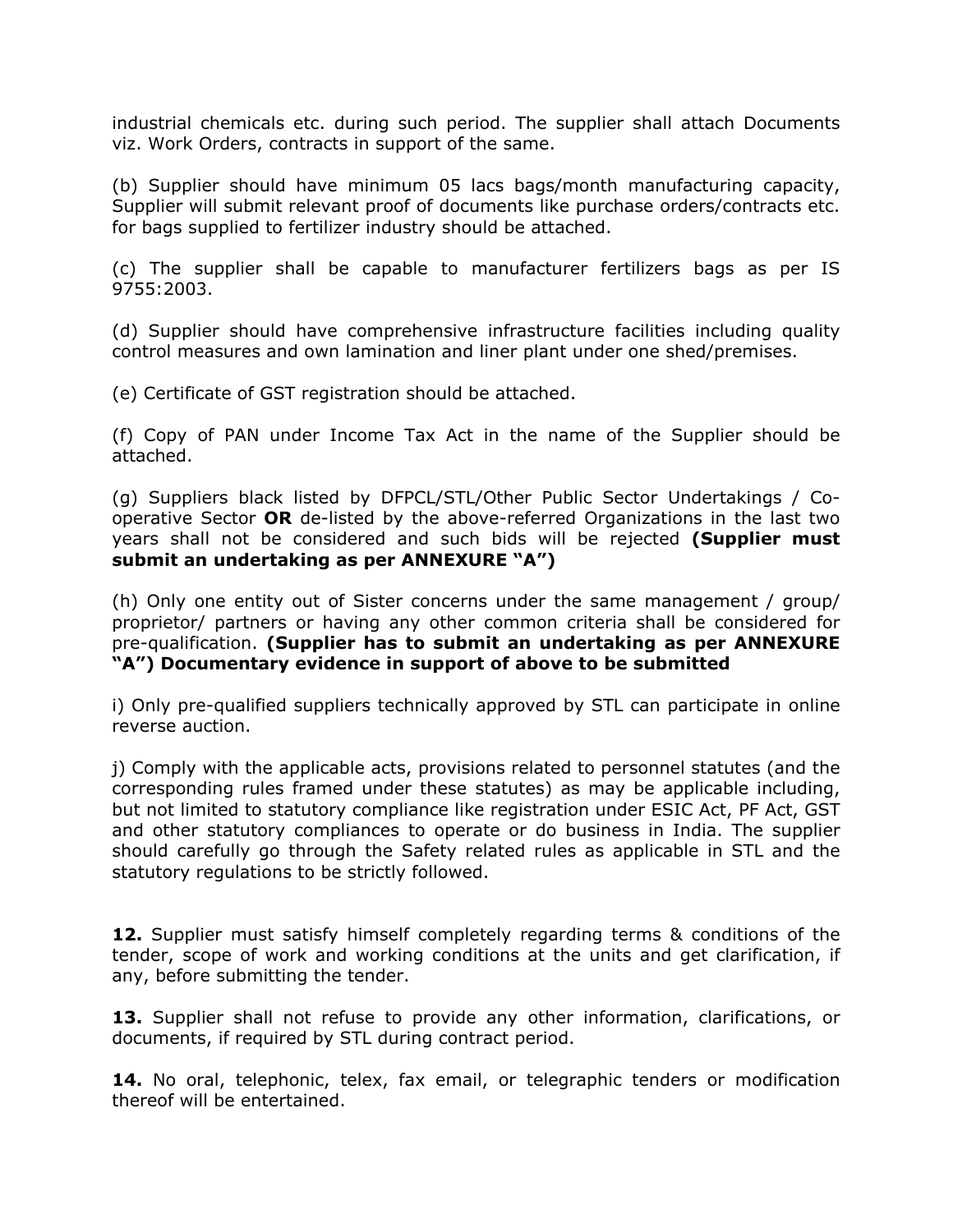industrial chemicals etc. during such period. The supplier shall attach Documents viz. Work Orders, contracts in support of the same.

(b) Supplier should have minimum 05 lacs bags/month manufacturing capacity, Supplier will submit relevant proof of documents like purchase orders/contracts etc. for bags supplied to fertilizer industry should be attached.

(c) The supplier shall be capable to manufacturer fertilizers bags as per IS 9755:2003.

(d) Supplier should have comprehensive infrastructure facilities including quality control measures and own lamination and liner plant under one shed/premises.

(e) Certificate of GST registration should be attached.

(f) Copy of PAN under Income Tax Act in the name of the Supplier should be attached.

(g) Suppliers black listed by DFPCL/STL/Other Public Sector Undertakings / Co-operative Sector **OR** de-listed by the above-referred Organizations in the last two years shall not be considered and such bids will be rejected **(Supplier must submit an undertaking as per ANNEXURE "A")**

(h) Only one entity out of Sister concerns under the same management / group/ proprietor/ partners or having any other common criteria shall be considered for pre-qualification. **(Supplier has to submit an undertaking as per ANNEXURE "A") Documentary evidence in support of above to be submitted**

i) Only pre-qualified suppliers technically approved by STL can participate in online reverse auction.

j) Comply with the applicable acts, provisions related to personnel statutes (and the corresponding rules framed under these statutes) as may be applicable including, but not limited to statutory compliance like registration under ESIC Act, PF Act, GST and other statutory compliances to operate or do business in India. The supplier should carefully go through the Safety related rules as applicable in STL and the statutory regulations to be strictly followed.

**12.** Supplier must satisfy himself completely regarding terms & conditions of the tender, scope of work and working conditions at the units and get clarification, if any, before submitting the tender.

**13.** Supplier shall not refuse to provide any other information, clarifications, or documents, if required by STL during contract period.

**14.** No oral, telephonic, telex, fax email, or telegraphic tenders or modification thereof will be entertained.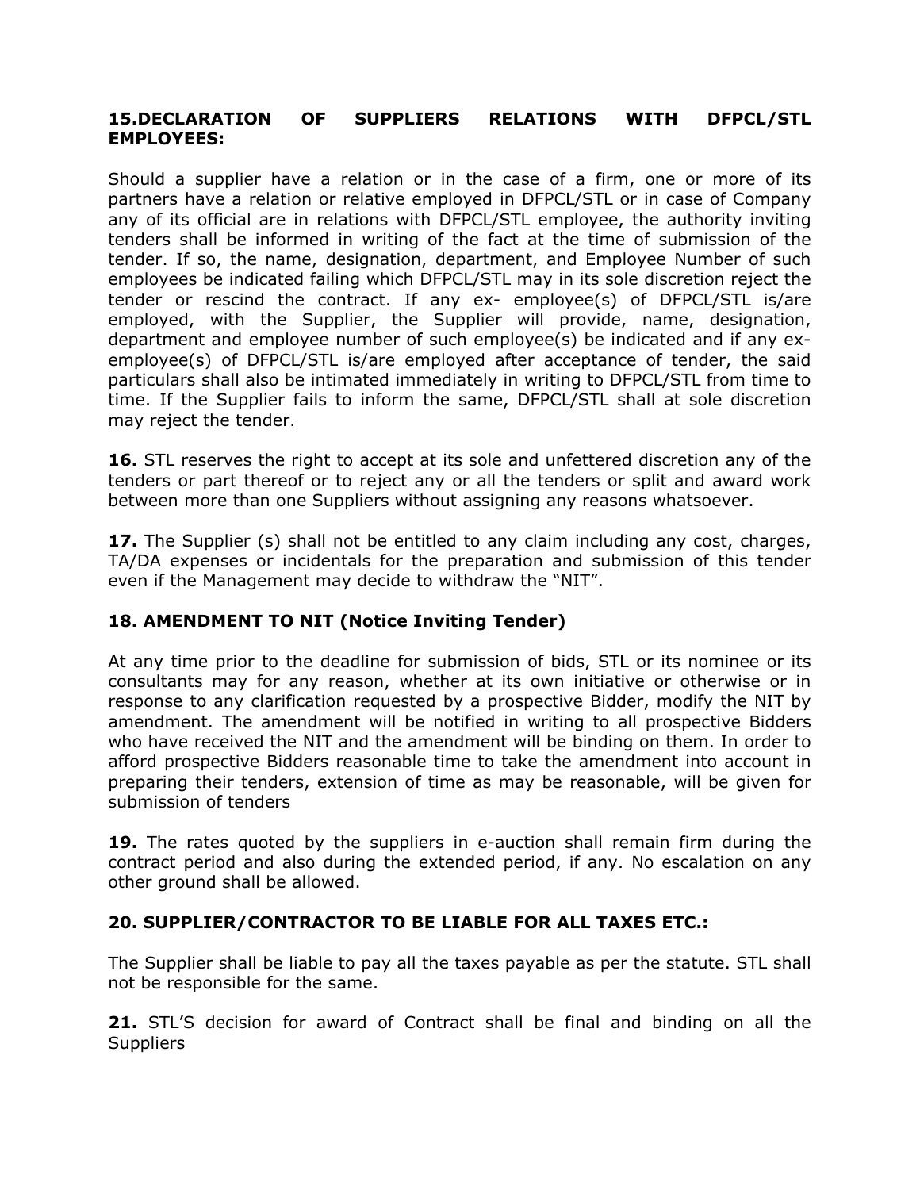**15.DECLARATION OF SUPPLIERS RELATIONS WITH DFPCL/STL EMPLOYEES:**

Should a supplier have a relation or in the case of a firm, one or more of its partners have a relation or relative employed in DFPCL/STL or in case of Company any of its official are in relations with DFPCL/STL employee, the authority inviting tenders shall be informed in writing of the fact at the time of submission of the tender. If so, the name, designation, department, and Employee Number of such employees be indicated failing which DFPCL/STL may in its sole discretion reject the tender or rescind the contract. If any ex- employee(s) of DFPCL/STL is/are employed, with the Supplier, the Supplier will provide, name, designation, department and employee number of such employee(s) be indicated and if any ex-employee(s) of DFPCL/STL is/are employed after acceptance of tender, the said particulars shall also be intimated immediately in writing to DFPCL/STL from time to time. If the Supplier fails to inform the same, DFPCL/STL shall at sole discretion may reject the tender.

**16.** STL reserves the right to accept at its sole and unfettered discretion any of the tenders or part thereof or to reject any or all the tenders or split and award work between more than one Suppliers without assigning any reasons whatsoever.

**17.** The Supplier (s) shall not be entitled to any claim including any cost, charges, TA/DA expenses or incidentals for the preparation and submission of this tender even if the Management may decide to withdraw the "NIT".

**18. AMENDMENT TO NIT (Notice Inviting Tender)**

At any time prior to the deadline for submission of bids, STL or its nominee or its consultants may for any reason, whether at its own initiative or otherwise or in response to any clarification requested by a prospective Bidder, modify the NIT by amendment. The amendment will be notified in writing to all prospective Bidders who have received the NIT and the amendment will be binding on them. In order to afford prospective Bidders reasonable time to take the amendment into account in preparing their tenders, extension of time as may be reasonable, will be given for submission of tenders

**19.** The rates quoted by the suppliers in e-auction shall remain firm during the contract period and also during the extended period, if any. No escalation on any other ground shall be allowed.

**20. SUPPLIER/CONTRACTOR TO BE LIABLE FOR ALL TAXES ETC.:**

The Supplier shall be liable to pay all the taxes payable as per the statute. STL shall not be responsible for the same.

**21.** STL'S decision for award of Contract shall be final and binding on all the Suppliers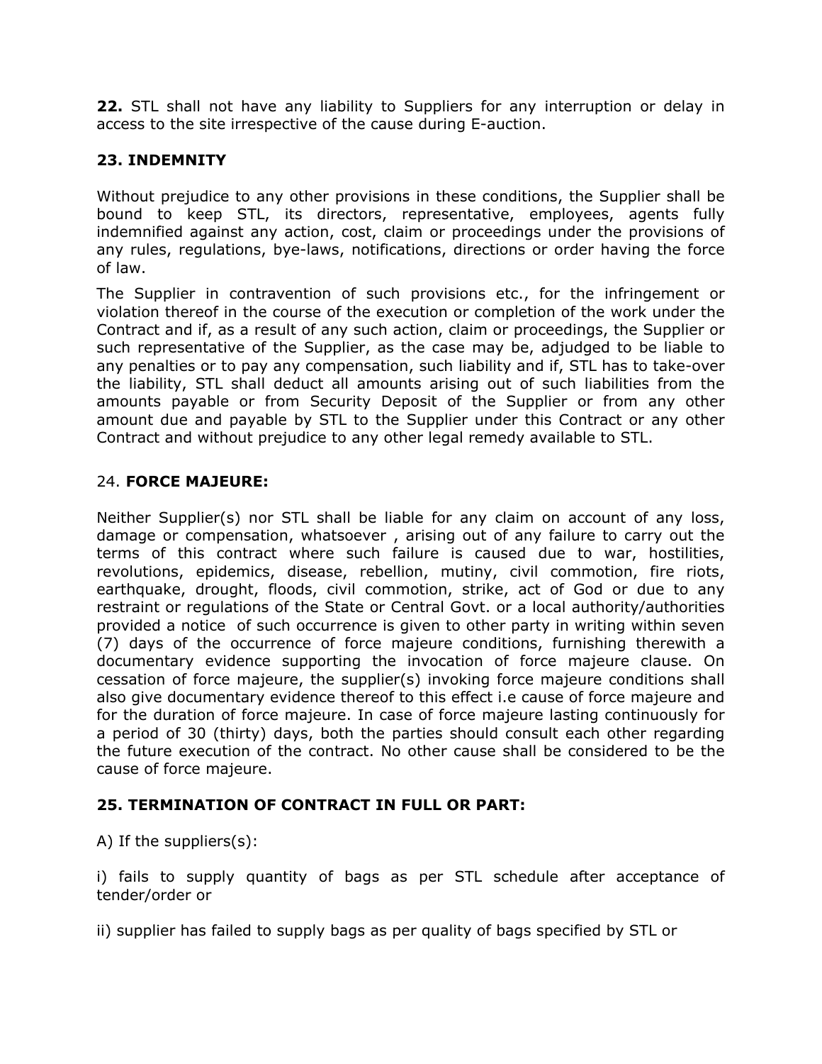**22.** STL shall not have any liability to Suppliers for any interruption or delay in access to the site irrespective of the cause during E-auction.

## 23. INDEMNITY

Without prejudice to any other provisions in these conditions, the Supplier shall be bound to keep STL, its directors, representative, employees, agents fully indemnified against any action, cost, claim or proceedings under the provisions of any rules, regulations, bye-laws, notifications, directions or order having the force of law.

The Supplier in contravention of such provisions etc., for the infringement or violation thereof in the course of the execution or completion of the work under the Contract and if, as a result of any such action, claim or proceedings, the Supplier or such representative of the Supplier, as the case may be, adjudged to be liable to any penalties or to pay any compensation, such liability and if, STL has to take-over the liability, STL shall deduct all amounts arising out of such liabilities from the amounts payable or from Security Deposit of the Supplier or from any other amount due and payable by STL to the Supplier under this Contract or any other Contract and without prejudice to any other legal remedy available to STL.

## 24. FORCE MAJEURE:

Neither Supplier(s) nor STL shall be liable for any claim on account of any loss, damage or compensation, whatsoever , arising out of any failure to carry out the terms of this contract where such failure is caused due to war, hostilities, revolutions, epidemics, disease, rebellion, mutiny, civil commotion, fire riots, earthquake, drought, floods, civil commotion, strike, act of God or due to any restraint or regulations of the State or Central Govt. or a local authority/authorities provided a notice of such occurrence is given to other party in writing within seven (7) days of the occurrence of force majeure conditions, furnishing therewith a documentary evidence supporting the invocation of force majeure clause. On cessation of force majeure, the supplier(s) invoking force majeure conditions shall also give documentary evidence thereof to this effect i.e cause of force majeure and for the duration of force majeure. In case of force majeure lasting continuously for a period of 30 (thirty) days, both the parties should consult each other regarding the future execution of the contract. No other cause shall be considered to be the cause of force majeure.

## 25. TERMINATION OF CONTRACT IN FULL OR PART:

A) If the suppliers(s):

i) fails to supply quantity of bags as per STL schedule after acceptance of tender/order or

ii) supplier has failed to supply bags as per quality of bags specified by STL or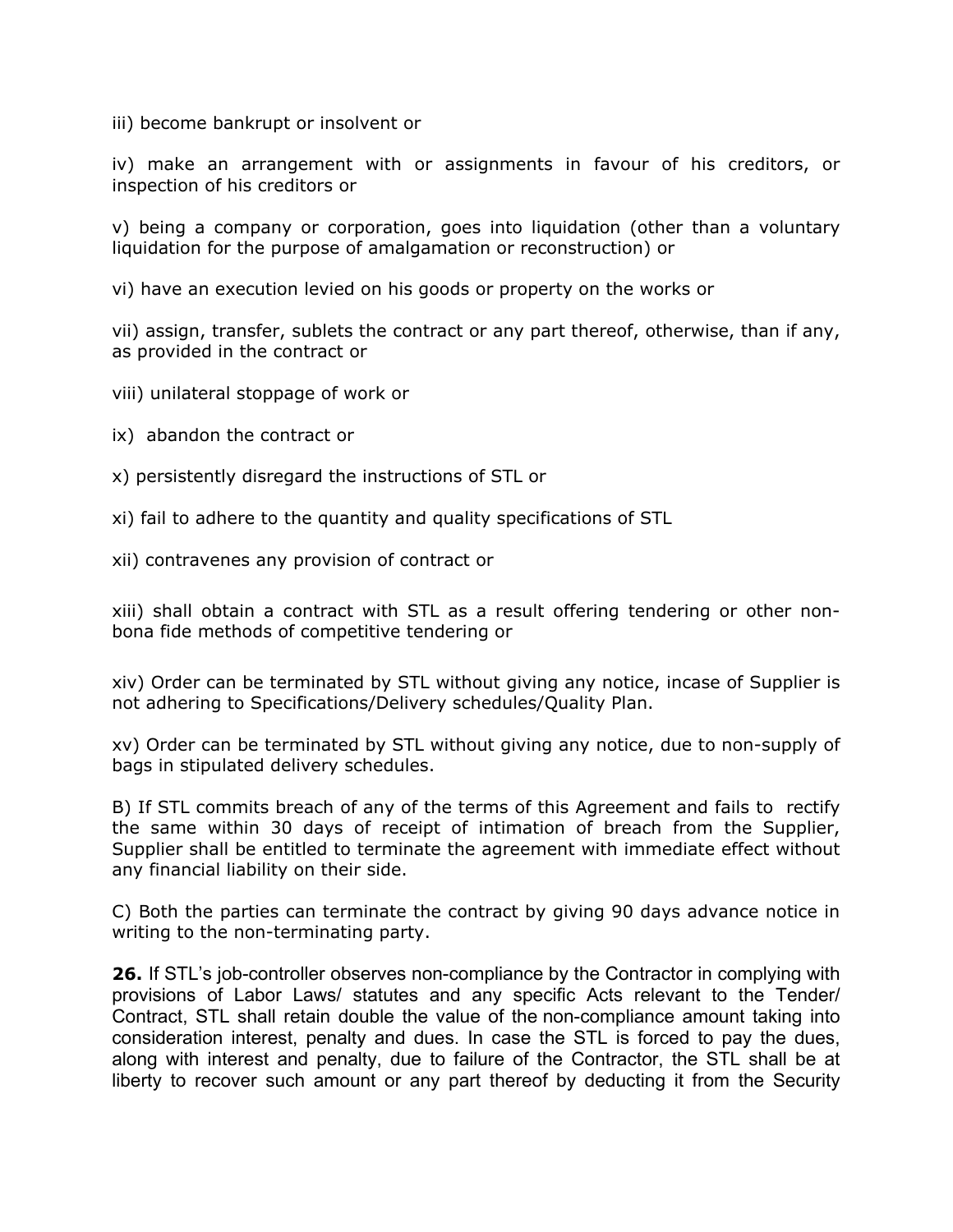iii) become bankrupt or insolvent or

iv) make an arrangement with or assignments in favour of his creditors, or inspection of his creditors or

v) being a company or corporation, goes into liquidation (other than a voluntary liquidation for the purpose of amalgamation or reconstruction) or

vi) have an execution levied on his goods or property on the works or

vii) assign, transfer, sublets the contract or any part thereof, otherwise, than if any, as provided in the contract or

viii) unilateral stoppage of work or

ix) abandon the contract or

x) persistently disregard the instructions of STL or

xi) fail to adhere to the quantity and quality specifications of STL

xii) contravenes any provision of contract or

xiii) shall obtain a contract with STL as a result offering tendering or other non-bona fide methods of competitive tendering or

xiv) Order can be terminated by STL without giving any notice, incase of Supplier is not adhering to Specifications/Delivery schedules/Quality Plan.

xv) Order can be terminated by STL without giving any notice, due to non-supply of bags in stipulated delivery schedules.

B) If STL commits breach of any of the terms of this Agreement and fails to rectify the same within 30 days of receipt of intimation of breach from the Supplier, Supplier shall be entitled to terminate the agreement with immediate effect without any financial liability on their side.

C) Both the parties can terminate the contract by giving 90 days advance notice in writing to the non-terminating party.

**26.** If STL's job-controller observes non-compliance by the Contractor in complying with provisions of Labor Laws/ statutes and any specific Acts relevant to the Tender/ Contract, STL shall retain double the value of the non-compliance amount taking into consideration interest, penalty and dues. In case the STL is forced to pay the dues, along with interest and penalty, due to failure of the Contractor, the STL shall be at liberty to recover such amount or any part thereof by deducting it from the Security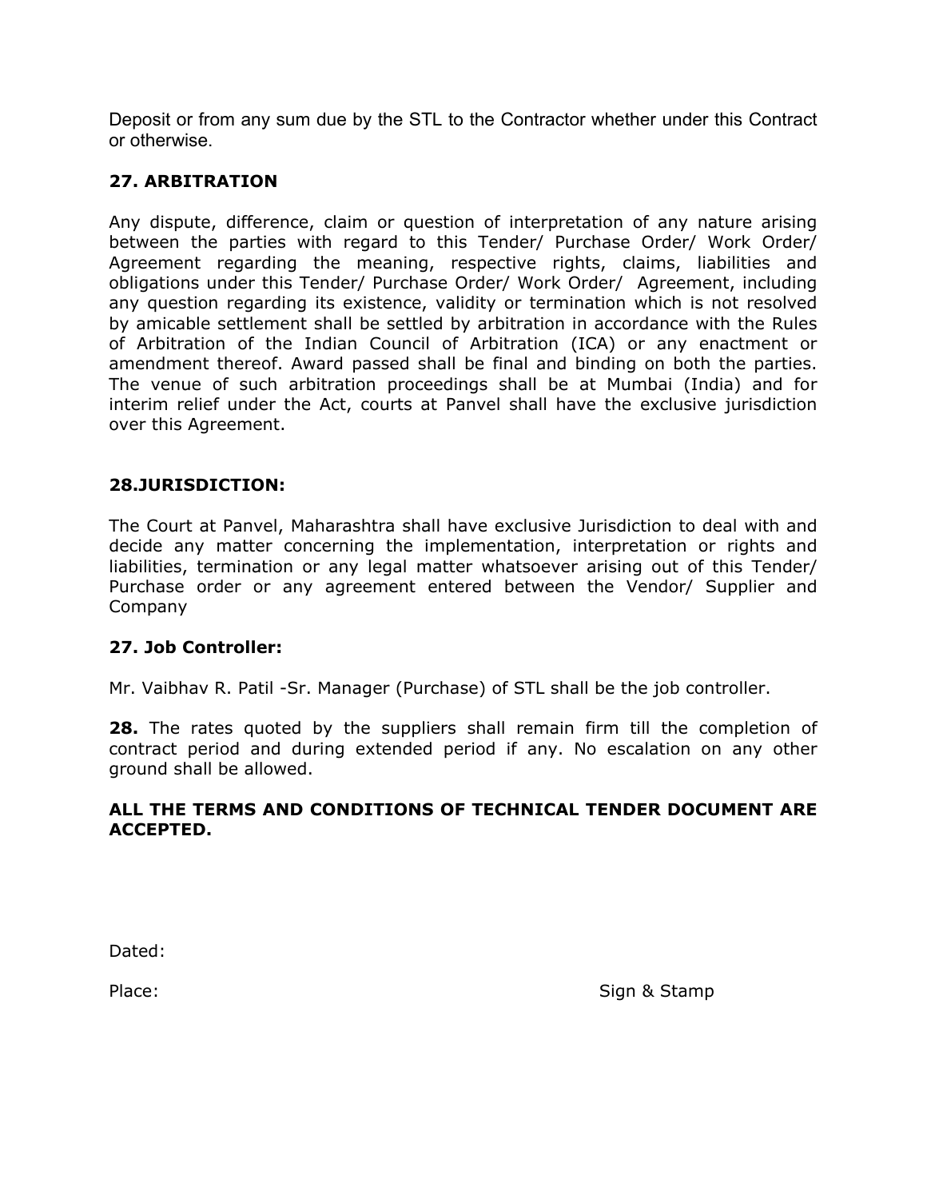Deposit or from any sum due by the STL to the Contractor whether under this Contract or otherwise.

### 27. ARBITRATION

Any dispute, difference, claim or question of interpretation of any nature arising between the parties with regard to this Tender/ Purchase Order/ Work Order/ Agreement regarding the meaning, respective rights, claims, liabilities and obligations under this Tender/ Purchase Order/ Work Order/ Agreement, including any question regarding its existence, validity or termination which is not resolved by amicable settlement shall be settled by arbitration in accordance with the Rules of Arbitration of the Indian Council of Arbitration (ICA) or any enactment or amendment thereof. Award passed shall be final and binding on both the parties. The venue of such arbitration proceedings shall be at Mumbai (India) and for interim relief under the Act, courts at Panvel shall have the exclusive jurisdiction over this Agreement.

### 28.JURISDICTION:

The Court at Panvel, Maharashtra shall have exclusive Jurisdiction to deal with and decide any matter concerning the implementation, interpretation or rights and liabilities, termination or any legal matter whatsoever arising out of this Tender/ Purchase order or any agreement entered between the Vendor/ Supplier and Company

### 27. Job Controller:

Mr. Vaibhav R. Patil -Sr. Manager (Purchase) of STL shall be the job controller.

**28.** The rates quoted by the suppliers shall remain firm till the completion of contract period and during extended period if any. No escalation on any other ground shall be allowed.

**ALL THE TERMS AND CONDITIONS OF TECHNICAL TENDER DOCUMENT ARE ACCEPTED.**

Dated:

Place: Sign & Stamp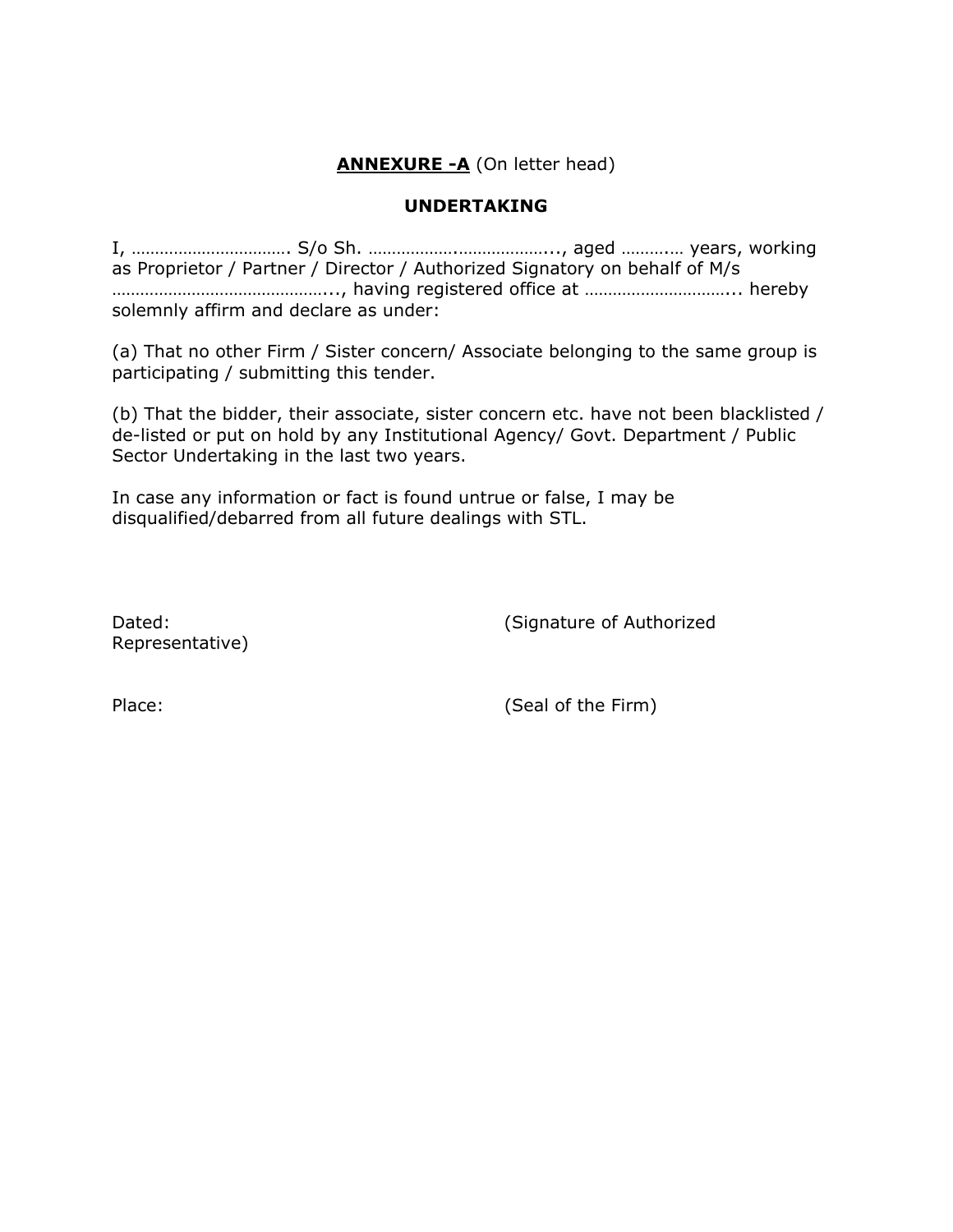**ANNEXURE -A** (On letter head)

**UNDERTAKING**

I, ……………………………. S/o Sh. ……………….………………..., aged ………..… years, working as Proprietor / Partner / Director / Authorized Signatory on behalf of M/s ……………………………………..., having registered office at …………………………... hereby solemnly affirm and declare as under:

(a) That no other Firm / Sister concern/ Associate belonging to the same group is participating / submitting this tender.

(b) That the bidder, their associate, sister concern etc. have not been blacklisted / de-listed or put on hold by any Institutional Agency/ Govt. Department / Public Sector Undertaking in the last two years.

In case any information or fact is found untrue or false, I may be disqualified/debarred from all future dealings with STL.

Dated: (Signature of Authorized Representative)

Place: (Seal of the Firm)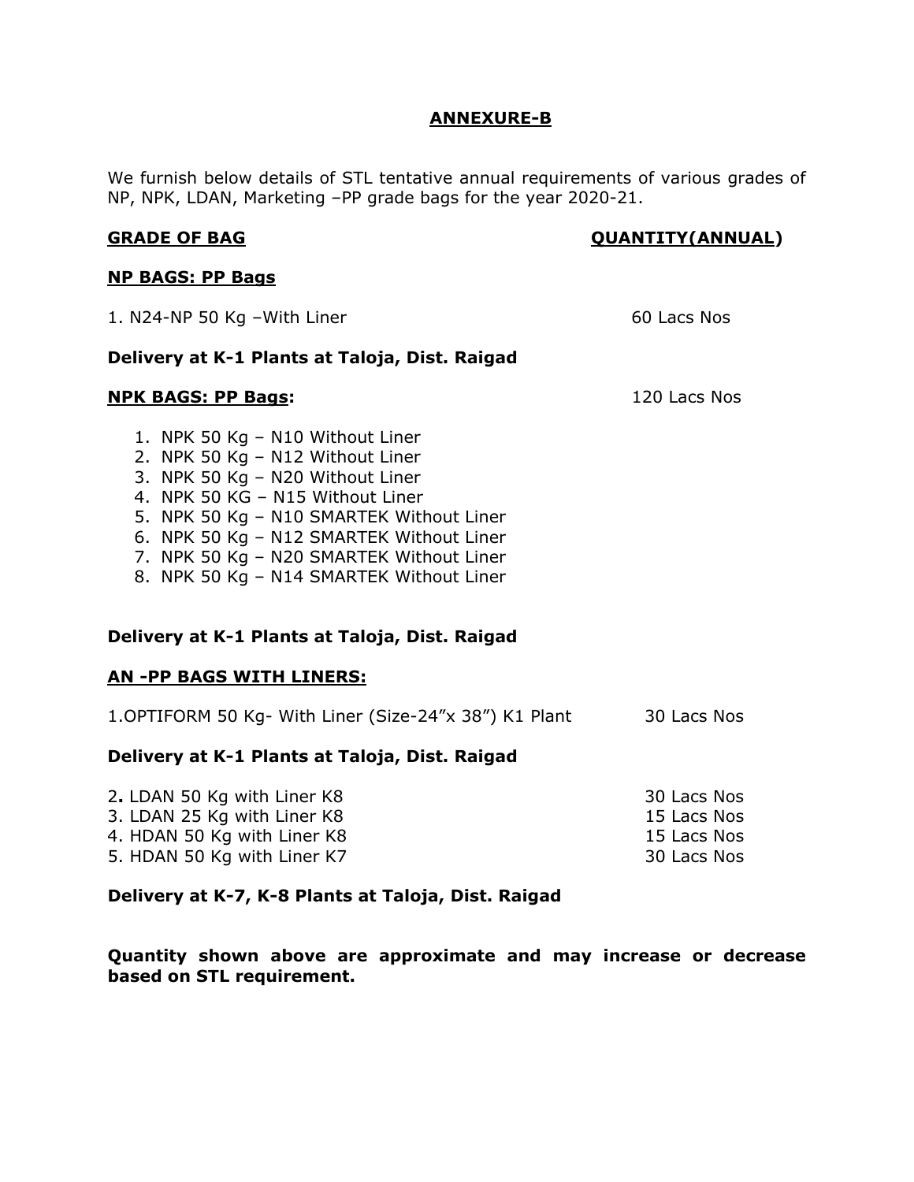## ANNEXURE-B

We furnish below details of STL tentative annual requirements of various grades of NP, NPK, LDAN, Marketing –PP grade bags for the year 2020-21.

| GRADE OF BAG | QUANTITY(ANNUAL) |
|---|---|
| **NP BAGS: PP Bags** | |
| 1. N24-NP 50 Kg –With Liner | 60 Lacs Nos |
| **Delivery at K-1 Plants at Taloja, Dist. Raigad** | |
| **NPK BAGS: PP Bags:** | 120 Lacs Nos |

1. NPK 50 Kg – N10 Without Liner
2. NPK 50 Kg – N12 Without Liner
3. NPK 50 Kg – N20 Without Liner
4. NPK 50 KG – N15 Without Liner
5. NPK 50 Kg – N10 SMARTEK Without Liner
6. NPK 50 Kg – N12 SMARTEK Without Liner
7. NPK 50 Kg – N20 SMARTEK Without Liner
8. NPK 50 Kg – N14 SMARTEK Without Liner

**Delivery at K-1 Plants at Taloja, Dist. Raigad**

**AN -PP BAGS WITH LINERS:**

| | |
|---|---|
| 1.OPTIFORM 50 Kg- With Liner (Size-24”x 38”) K1 Plant | 30 Lacs Nos |

**Delivery at K-1 Plants at Taloja, Dist. Raigad**

| | |
|---|---|
| 2. LDAN 50 Kg with Liner K8 | 30 Lacs Nos |
| 3. LDAN 25 Kg with Liner K8 | 15 Lacs Nos |
| 4. HDAN 50 Kg with Liner K8 | 15 Lacs Nos |
| 5. HDAN 50 Kg with Liner K7 | 30 Lacs Nos |

**Delivery at K-7, K-8 Plants at Taloja, Dist. Raigad**

**Quantity shown above are approximate and may increase or decrease based on STL requirement.**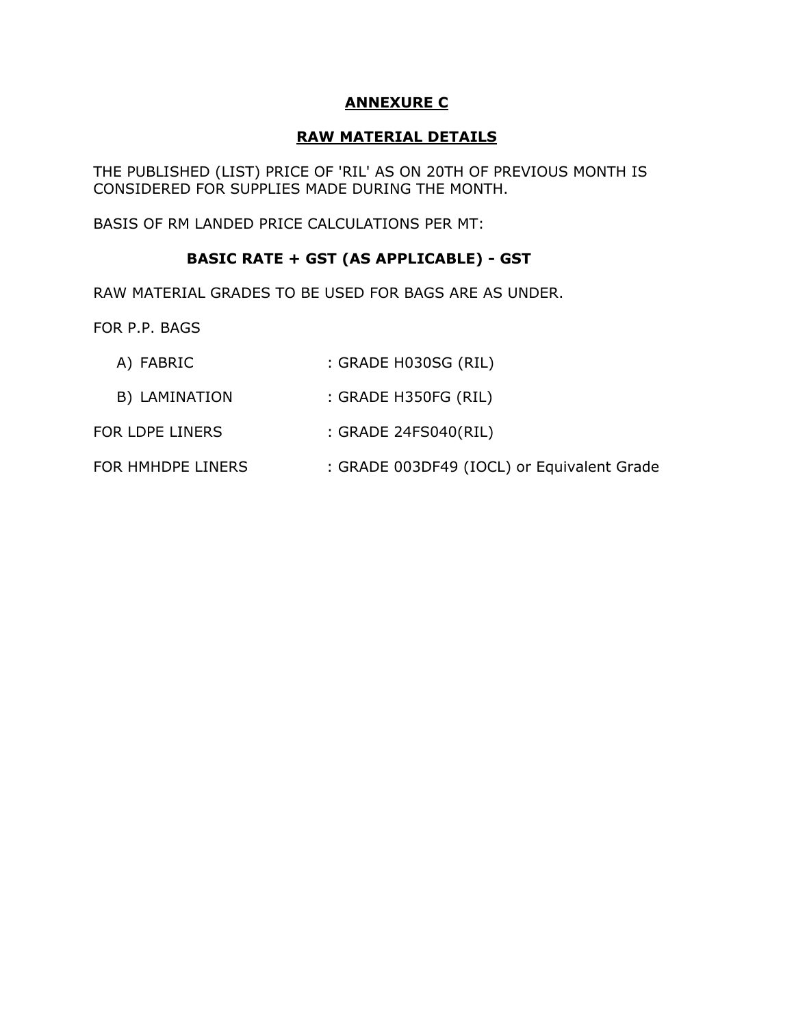## ANNEXURE C

## RAW MATERIAL DETAILS

THE PUBLISHED (LIST) PRICE OF 'RIL' AS ON 20TH OF PREVIOUS MONTH IS CONSIDERED FOR SUPPLIES MADE DURING THE MONTH.

BASIS OF RM LANDED PRICE CALCULATIONS PER MT:

**BASIC RATE + GST (AS APPLICABLE) - GST**

RAW MATERIAL GRADES TO BE USED FOR BAGS ARE AS UNDER.

FOR P.P. BAGS

A) FABRIC : GRADE H030SG (RIL)

B) LAMINATION : GRADE H350FG (RIL)

FOR LDPE LINERS : GRADE 24FS040(RIL)

FOR HMHDPE LINERS : GRADE 003DF49 (IOCL) or Equivalent Grade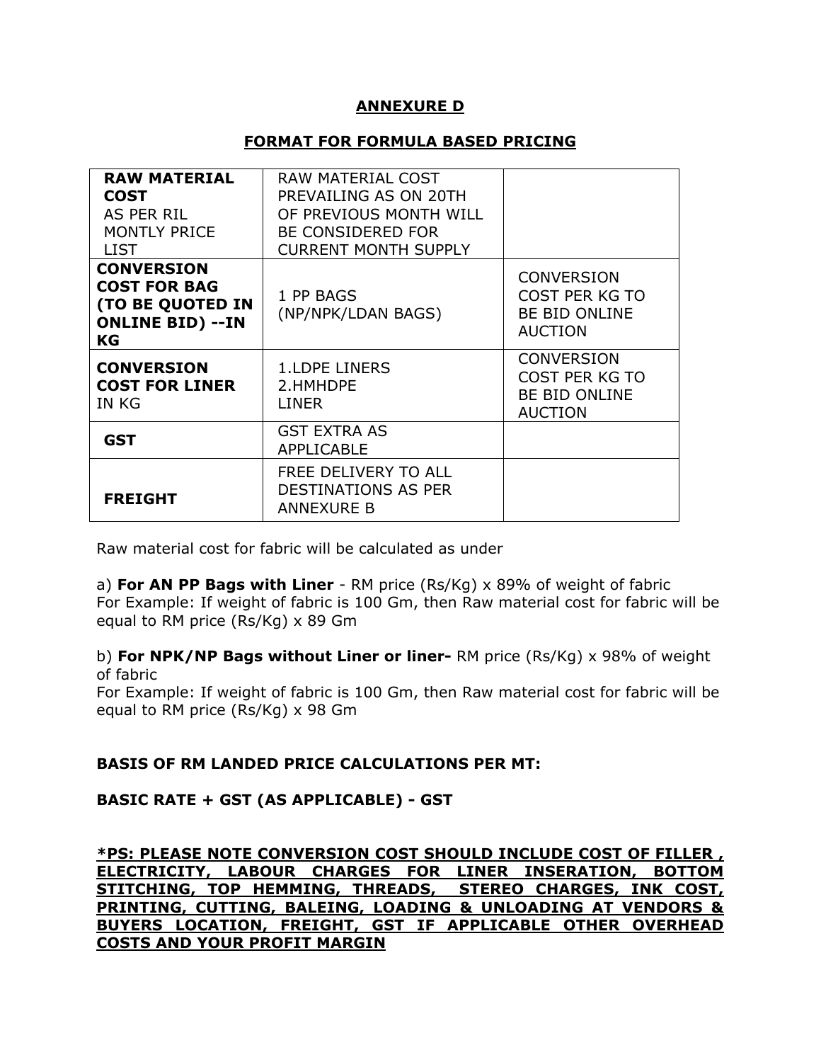## ANNEXURE D

### FORMAT FOR FORMULA BASED PRICING

| | | |
|---|---|---|
| **RAW MATERIAL COST** AS PER RIL MONTLY PRICE LIST | RAW MATERIAL COST PREVAILING AS ON 20TH OF PREVIOUS MONTH WILL BE CONSIDERED FOR CURRENT MONTH SUPPLY | |
| **CONVERSION COST FOR BAG (TO BE QUOTED IN ONLINE BID) --IN KG** | 1 PP BAGS (NP/NPK/LDAN BAGS) | CONVERSION COST PER KG TO BE BID ONLINE AUCTION |
| **CONVERSION COST FOR LINER** IN KG | 1.LDPE LINERS 2.HMHDPE LINER | CONVERSION COST PER KG TO BE BID ONLINE AUCTION |
| **GST** | GST EXTRA AS APPLICABLE | |
| **FREIGHT** | FREE DELIVERY TO ALL DESTINATIONS AS PER ANNEXURE B | |

Raw material cost for fabric will be calculated as under

a) **For AN PP Bags with Liner** - RM price (Rs/Kg) x 89% of weight of fabric
For Example: If weight of fabric is 100 Gm, then Raw material cost for fabric will be equal to RM price (Rs/Kg) x 89 Gm

b) **For NPK/NP Bags without Liner or liner-** RM price (Rs/Kg) x 98% of weight of fabric
For Example: If weight of fabric is 100 Gm, then Raw material cost for fabric will be equal to RM price (Rs/Kg) x 98 Gm

**BASIS OF RM LANDED PRICE CALCULATIONS PER MT:**

**BASIC RATE + GST (AS APPLICABLE) - GST**

***PS: PLEASE NOTE CONVERSION COST SHOULD INCLUDE COST OF FILLER , ELECTRICITY, LABOUR CHARGES FOR LINER INSERATION, BOTTOM STITCHING, TOP HEMMING, THREADS, STEREO CHARGES, INK COST, PRINTING, CUTTING, BALEING, LOADING & UNLOADING AT VENDORS & BUYERS LOCATION, FREIGHT, GST IF APPLICABLE OTHER OVERHEAD COSTS AND YOUR PROFIT MARGIN**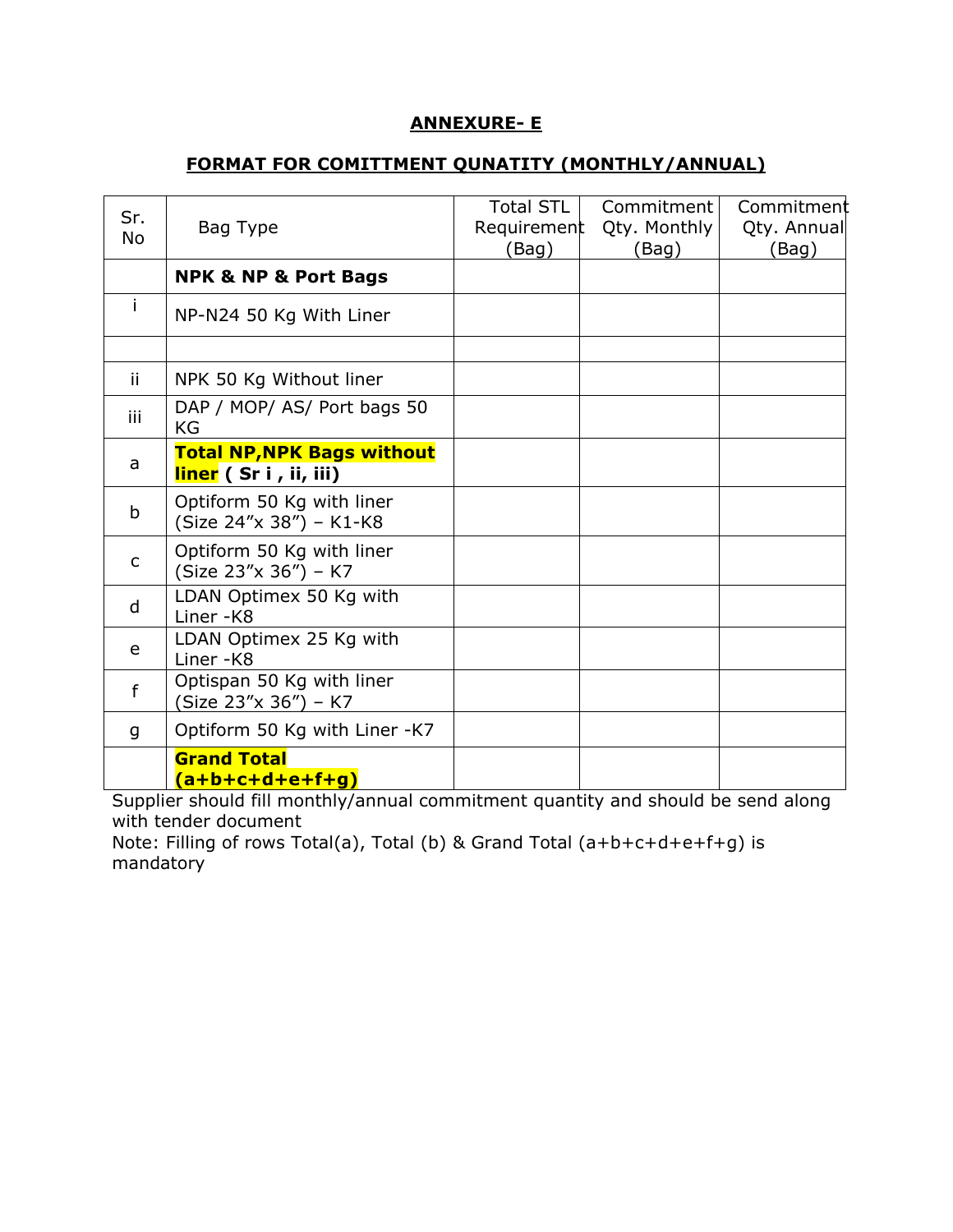## ANNEXURE- E

## FORMAT FOR COMITTMENT QUNATITY (MONTHLY/ANNUAL)

| Sr. No | Bag Type | Total STL Requirement (Bag) | Commitment Qty. Monthly (Bag) | Commitment Qty. Annual (Bag) |
|---|---|---|---|---|
| | **NPK & NP & Port Bags** | | | |
| i | NP-N24 50 Kg With Liner | | | |
| | | | | |
| ii | NPK 50 Kg Without liner | | | |
| iii | DAP / MOP/ AS/ Port bags 50 KG | | | |
| a | **Total NP,NPK Bags without liner ( Sr i , ii, iii)** | | | |
| b | Optiform 50 Kg with liner (Size 24"x 38") – K1-K8 | | | |
| c | Optiform 50 Kg with liner (Size 23"x 36") – K7 | | | |
| d | LDAN Optimex 50 Kg with Liner -K8 | | | |
| e | LDAN Optimex 25 Kg with Liner -K8 | | | |
| f | Optispan 50 Kg with liner (Size 23"x 36") – K7 | | | |
| g | Optiform 50 Kg with Liner -K7 | | | |
| | **Grand Total (a+b+c+d+e+f+g)** | | | |

Supplier should fill monthly/annual commitment quantity and should be send along with tender document

Note: Filling of rows Total(a), Total (b) & Grand Total (a+b+c+d+e+f+g) is mandatory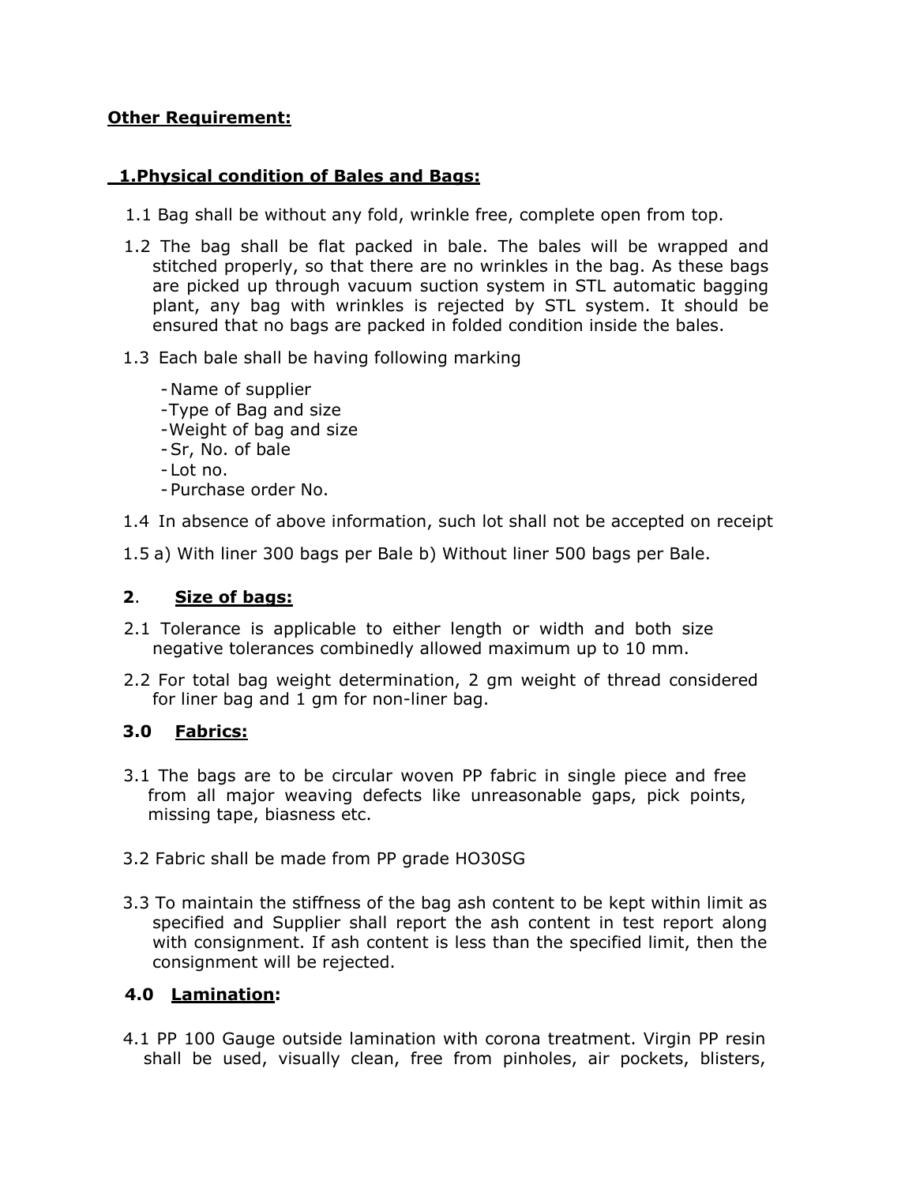**Other Requirement:**

**1.Physical condition of Bales and Bags:**

1.1 Bag shall be without any fold, wrinkle free, complete open from top.

1.2 The bag shall be flat packed in bale. The bales will be wrapped and stitched properly, so that there are no wrinkles in the bag. As these bags are picked up through vacuum suction system in STL automatic bagging plant, any bag with wrinkles is rejected by STL system. It should be ensured that no bags are packed in folded condition inside the bales.

1.3 Each bale shall be having following marking

- Name of supplier
- Type of Bag and size
- Weight of bag and size
- Sr, No. of bale
- Lot no.
- Purchase order No.

1.4 In absence of above information, such lot shall not be accepted on receipt

1.5 a) With liner 300 bags per Bale b) Without liner 500 bags per Bale.

**2. Size of bags:**

2.1 Tolerance is applicable to either length or width and both size negative tolerances combinedly allowed maximum up to 10 mm.

2.2 For total bag weight determination, 2 gm weight of thread considered for liner bag and 1 gm for non-liner bag.

**3.0 Fabrics:**

3.1 The bags are to be circular woven PP fabric in single piece and free from all major weaving defects like unreasonable gaps, pick points, missing tape, biasness etc.

3.2 Fabric shall be made from PP grade HO30SG

3.3 To maintain the stiffness of the bag ash content to be kept within limit as specified and Supplier shall report the ash content in test report along with consignment. If ash content is less than the specified limit, then the consignment will be rejected.

**4.0 Lamination:**

4.1 PP 100 Gauge outside lamination with corona treatment. Virgin PP resin shall be used, visually clean, free from pinholes, air pockets, blisters,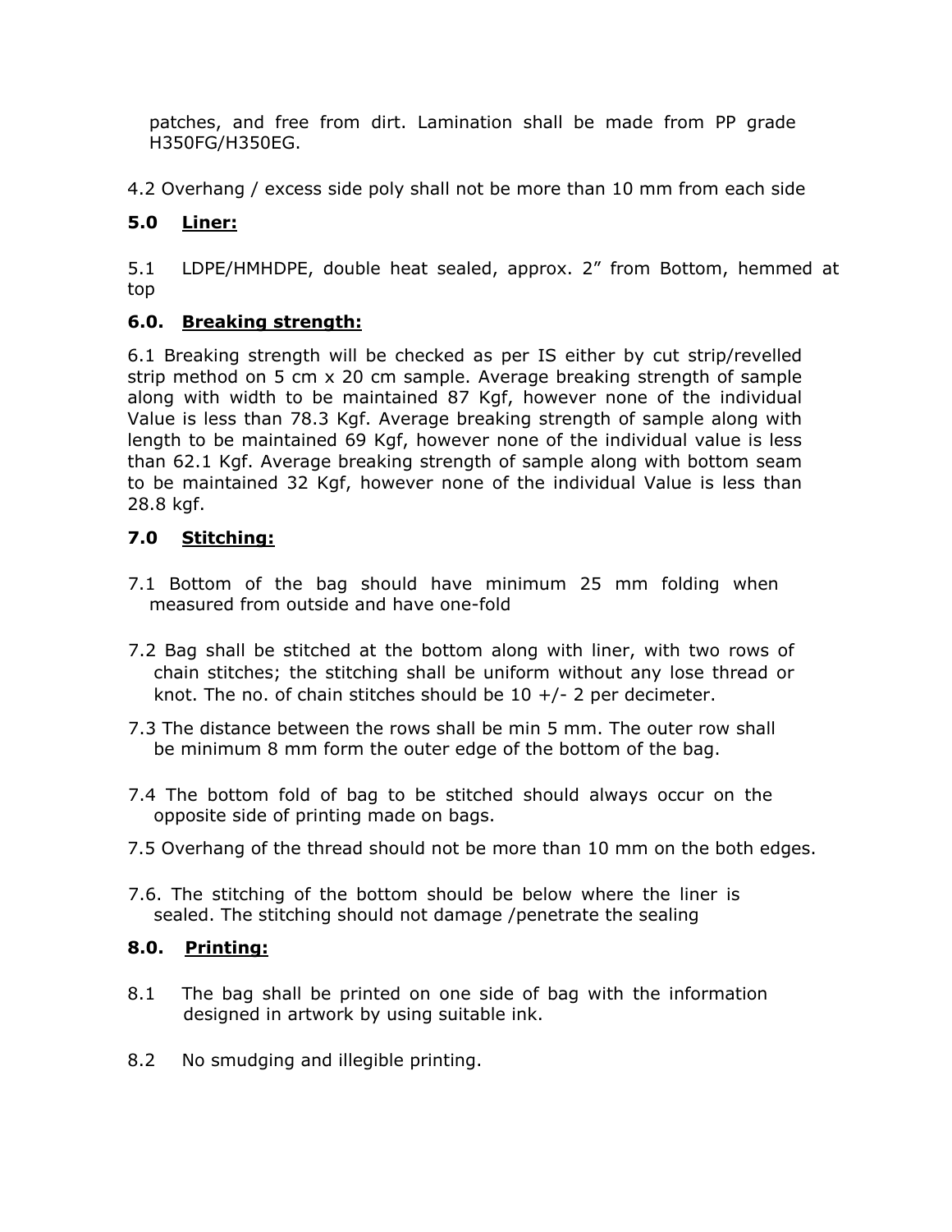patches, and free from dirt. Lamination shall be made from PP grade H350FG/H350EG.

4.2 Overhang / excess side poly shall not be more than 10 mm from each side

## 5.0 Liner:

5.1 LDPE/HMHDPE, double heat sealed, approx. 2” from Bottom, hemmed at top

## 6.0. Breaking strength:

6.1 Breaking strength will be checked as per IS either by cut strip/revelled strip method on 5 cm x 20 cm sample. Average breaking strength of sample along with width to be maintained 87 Kgf, however none of the individual Value is less than 78.3 Kgf. Average breaking strength of sample along with length to be maintained 69 Kgf, however none of the individual value is less than 62.1 Kgf. Average breaking strength of sample along with bottom seam to be maintained 32 Kgf, however none of the individual Value is less than 28.8 kgf.

## 7.0 Stitching:

7.1 Bottom of the bag should have minimum 25 mm folding when measured from outside and have one-fold

7.2 Bag shall be stitched at the bottom along with liner, with two rows of chain stitches; the stitching shall be uniform without any lose thread or knot. The no. of chain stitches should be 10 +/- 2 per decimeter.

7.3 The distance between the rows shall be min 5 mm. The outer row shall be minimum 8 mm form the outer edge of the bottom of the bag.

7.4 The bottom fold of bag to be stitched should always occur on the opposite side of printing made on bags.

7.5 Overhang of the thread should not be more than 10 mm on the both edges.

7.6. The stitching of the bottom should be below where the liner is sealed. The stitching should not damage /penetrate the sealing

## 8.0. Printing:

8.1 The bag shall be printed on one side of bag with the information designed in artwork by using suitable ink.

8.2 No smudging and illegible printing.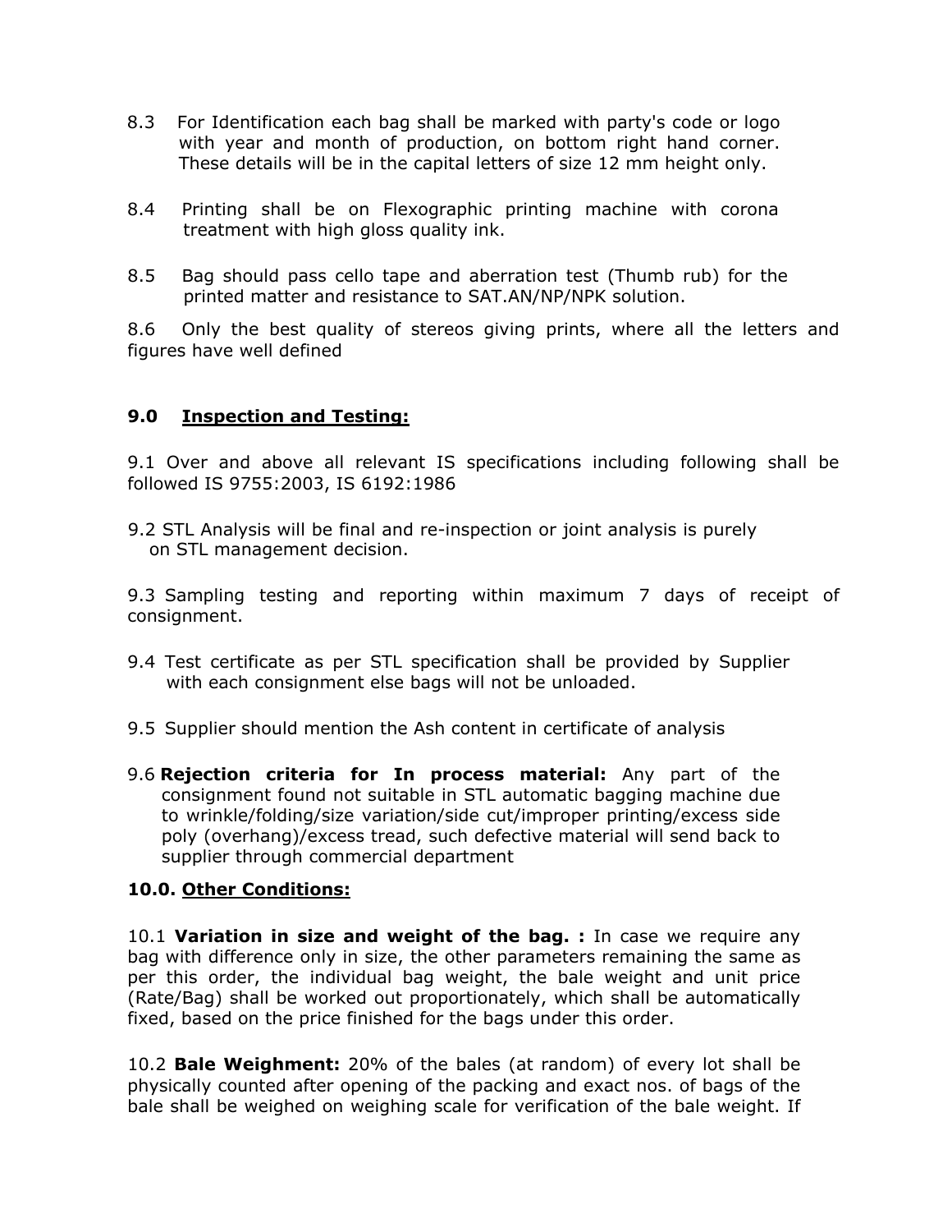8.3 For Identification each bag shall be marked with party's code or logo with year and month of production, on bottom right hand corner. These details will be in the capital letters of size 12 mm height only.

8.4 Printing shall be on Flexographic printing machine with corona treatment with high gloss quality ink.

8.5 Bag should pass cello tape and aberration test (Thumb rub) for the printed matter and resistance to SAT.AN/NP/NPK solution.

8.6 Only the best quality of stereos giving prints, where all the letters and figures have well defined

## 9.0 Inspection and Testing:

9.1 Over and above all relevant IS specifications including following shall be followed IS 9755:2003, IS 6192:1986

9.2 STL Analysis will be final and re-inspection or joint analysis is purely on STL management decision.

9.3 Sampling testing and reporting within maximum 7 days of receipt of consignment.

9.4 Test certificate as per STL specification shall be provided by Supplier with each consignment else bags will not be unloaded.

9.5 Supplier should mention the Ash content in certificate of analysis

9.6 **Rejection criteria for In process material:** Any part of the consignment found not suitable in STL automatic bagging machine due to wrinkle/folding/size variation/side cut/improper printing/excess side poly (overhang)/excess tread, such defective material will send back to supplier through commercial department

## 10.0. Other Conditions:

10.1 **Variation in size and weight of the bag. :** In case we require any bag with difference only in size, the other parameters remaining the same as per this order, the individual bag weight, the bale weight and unit price (Rate/Bag) shall be worked out proportionately, which shall be automatically fixed, based on the price finished for the bags under this order.

10.2 **Bale Weighment:** 20% of the bales (at random) of every lot shall be physically counted after opening of the packing and exact nos. of bags of the bale shall be weighed on weighing scale for verification of the bale weight. If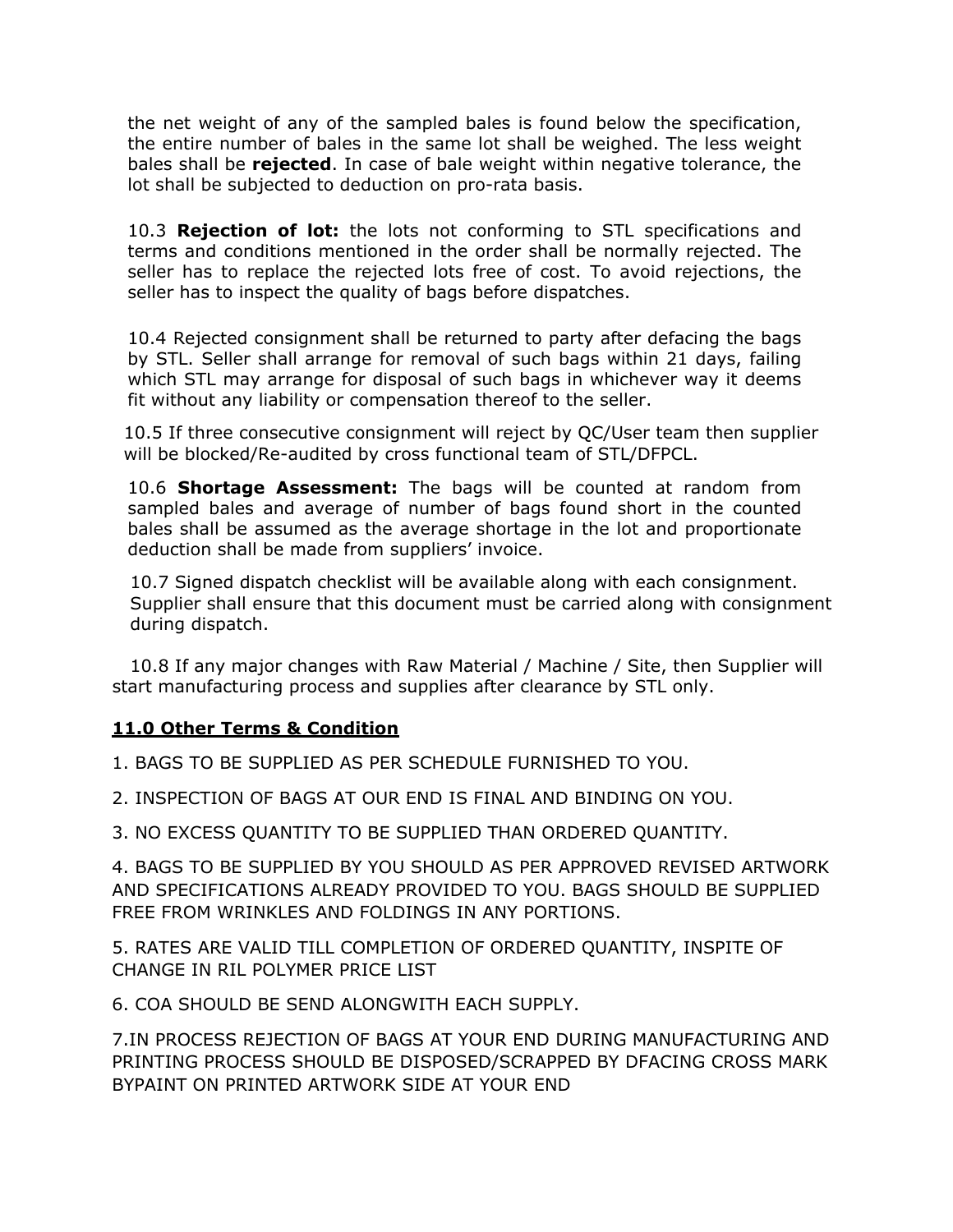the net weight of any of the sampled bales is found below the specification, the entire number of bales in the same lot shall be weighed. The less weight bales shall be **rejected**. In case of bale weight within negative tolerance, the lot shall be subjected to deduction on pro-rata basis.

10.3 **Rejection of lot:** the lots not conforming to STL specifications and terms and conditions mentioned in the order shall be normally rejected. The seller has to replace the rejected lots free of cost. To avoid rejections, the seller has to inspect the quality of bags before dispatches.

10.4 Rejected consignment shall be returned to party after defacing the bags by STL. Seller shall arrange for removal of such bags within 21 days, failing which STL may arrange for disposal of such bags in whichever way it deems fit without any liability or compensation thereof to the seller.

10.5 If three consecutive consignment will reject by QC/User team then supplier will be blocked/Re-audited by cross functional team of STL/DFPCL.

10.6 **Shortage Assessment:** The bags will be counted at random from sampled bales and average of number of bags found short in the counted bales shall be assumed as the average shortage in the lot and proportionate deduction shall be made from suppliers' invoice.

10.7 Signed dispatch checklist will be available along with each consignment. Supplier shall ensure that this document must be carried along with consignment during dispatch.

10.8 If any major changes with Raw Material / Machine / Site, then Supplier will start manufacturing process and supplies after clearance by STL only.

## 11.0 Other Terms & Condition

1. BAGS TO BE SUPPLIED AS PER SCHEDULE FURNISHED TO YOU.

2. INSPECTION OF BAGS AT OUR END IS FINAL AND BINDING ON YOU.

3. NO EXCESS QUANTITY TO BE SUPPLIED THAN ORDERED QUANTITY.

4. BAGS TO BE SUPPLIED BY YOU SHOULD AS PER APPROVED REVISED ARTWORK AND SPECIFICATIONS ALREADY PROVIDED TO YOU. BAGS SHOULD BE SUPPLIED FREE FROM WRINKLES AND FOLDINGS IN ANY PORTIONS.

5. RATES ARE VALID TILL COMPLETION OF ORDERED QUANTITY, INSPITE OF CHANGE IN RIL POLYMER PRICE LIST

6. COA SHOULD BE SEND ALONGWITH EACH SUPPLY.

7.IN PROCESS REJECTION OF BAGS AT YOUR END DURING MANUFACTURING AND PRINTING PROCESS SHOULD BE DISPOSED/SCRAPPED BY DFACING CROSS MARK BYPAINT ON PRINTED ARTWORK SIDE AT YOUR END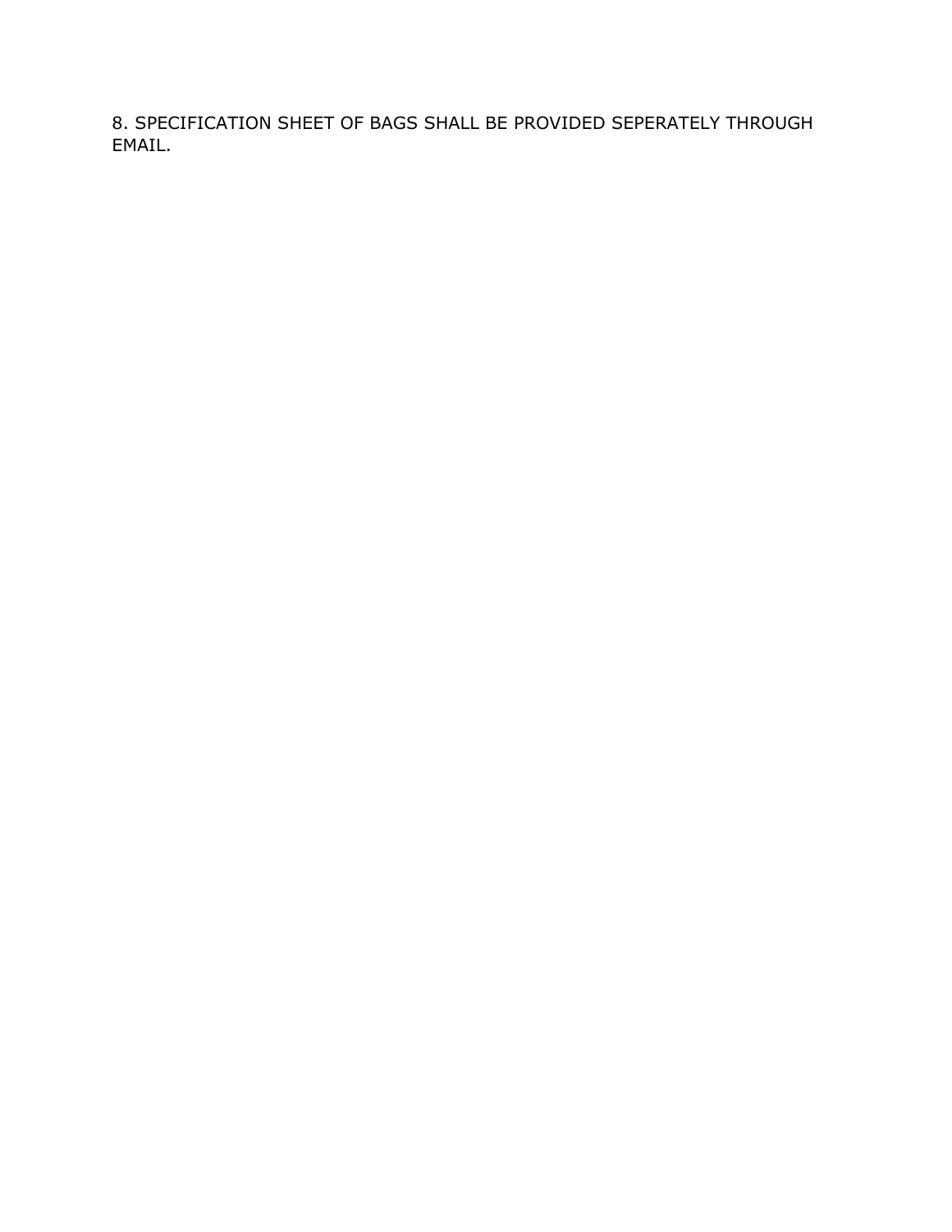8. SPECIFICATION SHEET OF BAGS SHALL BE PROVIDED SEPERATELY THROUGH EMAIL.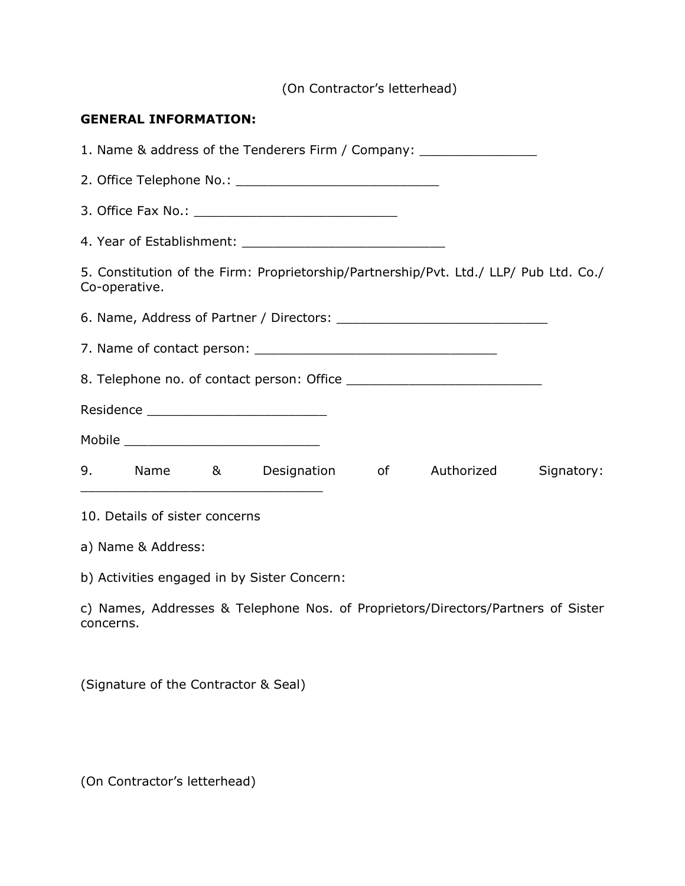(On Contractor's letterhead)

**GENERAL INFORMATION:**

1. Name & address of the Tenderers Firm / Company: _______________

2. Office Telephone No.: __________________________

3. Office Fax No.: __________________________

4. Year of Establishment: __________________________

5. Constitution of the Firm: Proprietorship/Partnership/Pvt. Ltd./ LLP/ Pub Ltd. Co./ Co-operative.

6. Name, Address of Partner / Directors: ___________________________

7. Name of contact person: _______________________________

8. Telephone no. of contact person: Office _________________________

Residence _______________________

Mobile _________________________

9. Name & Designation of Authorized Signatory: _______________________________

10. Details of sister concerns

a) Name & Address:

b) Activities engaged in by Sister Concern:

c) Names, Addresses & Telephone Nos. of Proprietors/Directors/Partners of Sister concerns.

(Signature of the Contractor & Seal)

(On Contractor's letterhead)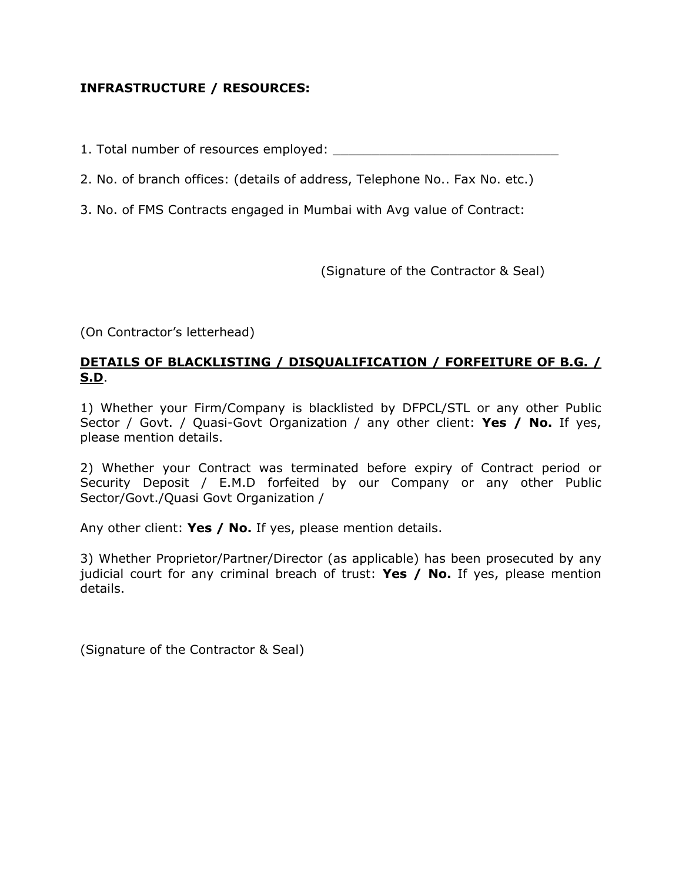**INFRASTRUCTURE / RESOURCES:**

1. Total number of resources employed: ____________________________

2. No. of branch offices: (details of address, Telephone No.. Fax No. etc.)

3. No. of FMS Contracts engaged in Mumbai with Avg value of Contract:

(Signature of the Contractor & Seal)

(On Contractor's letterhead)

**DETAILS OF BLACKLISTING / DISQUALIFICATION / FORFEITURE OF B.G. / S.D.**

1) Whether your Firm/Company is blacklisted by DFPCL/STL or any other Public Sector / Govt. / Quasi-Govt Organization / any other client: **Yes / No.** If yes, please mention details.

2) Whether your Contract was terminated before expiry of Contract period or Security Deposit / E.M.D forfeited by our Company or any other Public Sector/Govt./Quasi Govt Organization /

Any other client: **Yes / No.** If yes, please mention details.

3) Whether Proprietor/Partner/Director (as applicable) has been prosecuted by any judicial court for any criminal breach of trust: **Yes / No.** If yes, please mention details.

(Signature of the Contractor & Seal)